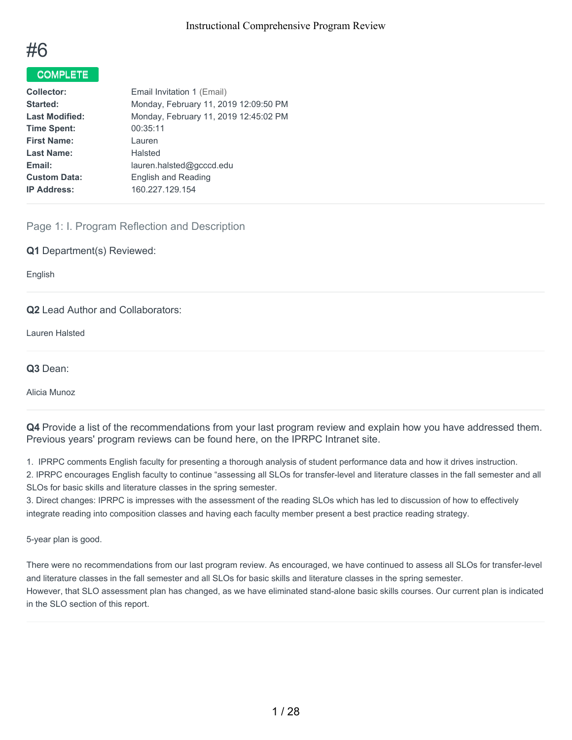# #6

**COMPLETE**

| | |
|---|---|
| **Collector:** | Email Invitation 1 (Email) |
| **Started:** | Monday, February 11, 2019 12:09:50 PM |
| **Last Modified:** | Monday, February 11, 2019 12:45:02 PM |
| **Time Spent:** | 00:35:11 |
| **First Name:** | Lauren |
| **Last Name:** | Halsted |
| **Email:** | lauren.halsted@gcccd.edu |
| **Custom Data:** | English and Reading |
| **IP Address:** | 160.227.129.154 |

## Page 1: I. Program Reflection and Description

**Q1** Department(s) Reviewed:

English

**Q2** Lead Author and Collaborators:

Lauren Halsted

**Q3** Dean:

Alicia Munoz

**Q4** Provide a list of the recommendations from your last program review and explain how you have addressed them. Previous years' program reviews can be found here, on the IPRPC Intranet site.

1. IPRPC comments English faculty for presenting a thorough analysis of student performance data and how it drives instruction.
2. IPRPC encourages English faculty to continue "assessing all SLOs for transfer-level and literature classes in the fall semester and all SLOs for basic skills and literature classes in the spring semester.
3. Direct changes: IPRPC is impresses with the assessment of the reading SLOs which has led to discussion of how to effectively integrate reading into composition classes and having each faculty member present a best practice reading strategy.

5-year plan is good.

There were no recommendations from our last program review. As encouraged, we have continued to assess all SLOs for transfer-level and literature classes in the fall semester and all SLOs for basic skills and literature classes in the spring semester.
However, that SLO assessment plan has changed, as we have eliminated stand-alone basic skills courses. Our current plan is indicated in the SLO section of this report.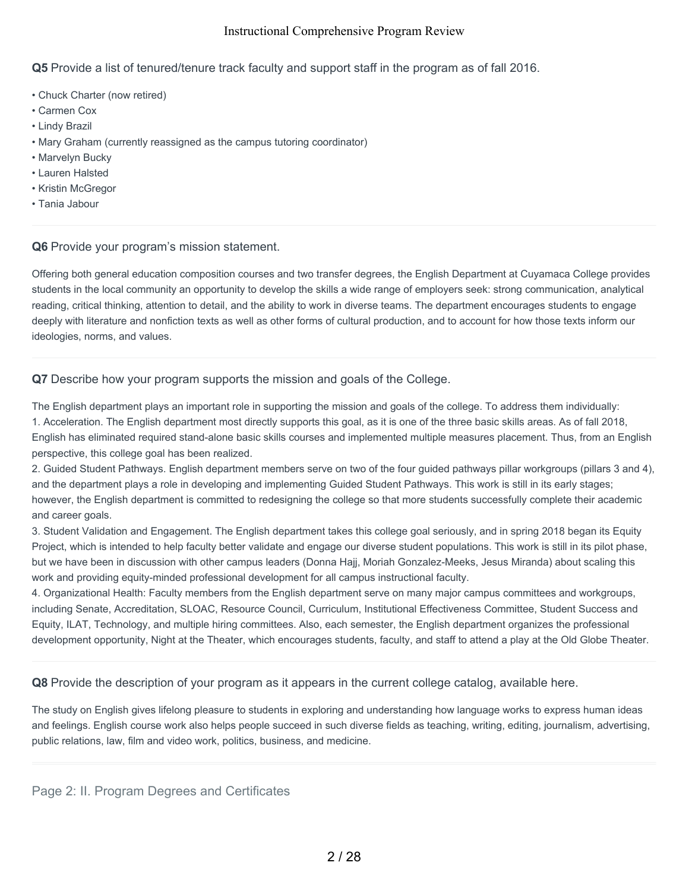**Q5** Provide a list of tenured/tenure track faculty and support staff in the program as of fall 2016.

- Chuck Charter (now retired)
- Carmen Cox
- Lindy Brazil
- Mary Graham (currently reassigned as the campus tutoring coordinator)
- Marvelyn Bucky
- Lauren Halsted
- Kristin McGregor
- Tania Jabour

**Q6** Provide your program's mission statement.

Offering both general education composition courses and two transfer degrees, the English Department at Cuyamaca College provides students in the local community an opportunity to develop the skills a wide range of employers seek: strong communication, analytical reading, critical thinking, attention to detail, and the ability to work in diverse teams. The department encourages students to engage deeply with literature and nonfiction texts as well as other forms of cultural production, and to account for how those texts inform our ideologies, norms, and values.

**Q7** Describe how your program supports the mission and goals of the College.

The English department plays an important role in supporting the mission and goals of the college. To address them individually:

1. Acceleration. The English department most directly supports this goal, as it is one of the three basic skills areas. As of fall 2018, English has eliminated required stand-alone basic skills courses and implemented multiple measures placement. Thus, from an English perspective, this college goal has been realized.
2. Guided Student Pathways. English department members serve on two of the four guided pathways pillar workgroups (pillars 3 and 4), and the department plays a role in developing and implementing Guided Student Pathways. This work is still in its early stages; however, the English department is committed to redesigning the college so that more students successfully complete their academic and career goals.
3. Student Validation and Engagement. The English department takes this college goal seriously, and in spring 2018 began its Equity Project, which is intended to help faculty better validate and engage our diverse student populations. This work is still in its pilot phase, but we have been in discussion with other campus leaders (Donna Hajj, Moriah Gonzalez-Meeks, Jesus Miranda) about scaling this work and providing equity-minded professional development for all campus instructional faculty.
4. Organizational Health: Faculty members from the English department serve on many major campus committees and workgroups, including Senate, Accreditation, SLOAC, Resource Council, Curriculum, Institutional Effectiveness Committee, Student Success and Equity, ILAT, Technology, and multiple hiring committees. Also, each semester, the English department organizes the professional development opportunity, Night at the Theater, which encourages students, faculty, and staff to attend a play at the Old Globe Theater.

**Q8** Provide the description of your program as it appears in the current college catalog, available here.

The study on English gives lifelong pleasure to students in exploring and understanding how language works to express human ideas and feelings. English course work also helps people succeed in such diverse fields as teaching, writing, editing, journalism, advertising, public relations, law, film and video work, politics, business, and medicine.

## Page 2: II. Program Degrees and Certificates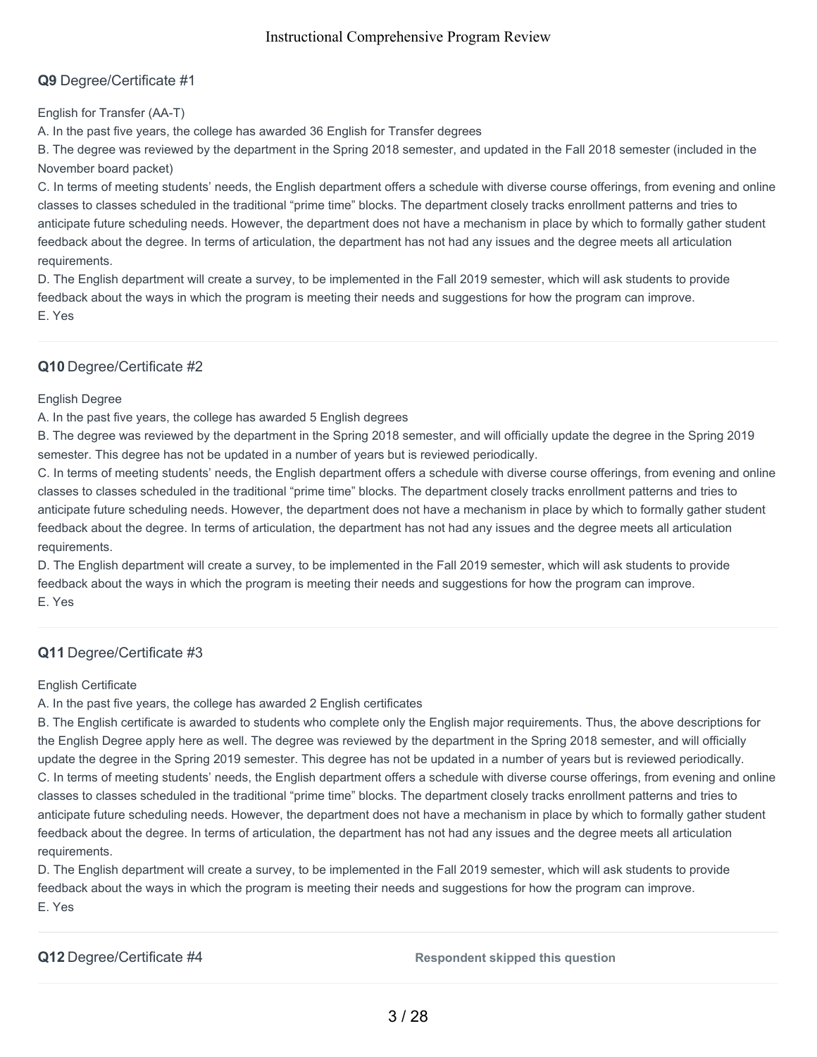### **Q9** Degree/Certificate #1

English for Transfer (AA-T)
A. In the past five years, the college has awarded 36 English for Transfer degrees
B. The degree was reviewed by the department in the Spring 2018 semester, and updated in the Fall 2018 semester (included in the November board packet)
C. In terms of meeting students' needs, the English department offers a schedule with diverse course offerings, from evening and online classes to classes scheduled in the traditional "prime time" blocks. The department closely tracks enrollment patterns and tries to anticipate future scheduling needs. However, the department does not have a mechanism in place by which to formally gather student feedback about the degree. In terms of articulation, the department has not had any issues and the degree meets all articulation requirements.
D. The English department will create a survey, to be implemented in the Fall 2019 semester, which will ask students to provide feedback about the ways in which the program is meeting their needs and suggestions for how the program can improve.
E. Yes

---

### **Q10** Degree/Certificate #2

English Degree
A. In the past five years, the college has awarded 5 English degrees
B. The degree was reviewed by the department in the Spring 2018 semester, and will officially update the degree in the Spring 2019 semester. This degree has not be updated in a number of years but is reviewed periodically.
C. In terms of meeting students' needs, the English department offers a schedule with diverse course offerings, from evening and online classes to classes scheduled in the traditional "prime time" blocks. The department closely tracks enrollment patterns and tries to anticipate future scheduling needs. However, the department does not have a mechanism in place by which to formally gather student feedback about the degree. In terms of articulation, the department has not had any issues and the degree meets all articulation requirements.
D. The English department will create a survey, to be implemented in the Fall 2019 semester, which will ask students to provide feedback about the ways in which the program is meeting their needs and suggestions for how the program can improve.
E. Yes

---

### **Q11** Degree/Certificate #3

English Certificate
A. In the past five years, the college has awarded 2 English certificates
B. The English certificate is awarded to students who complete only the English major requirements. Thus, the above descriptions for the English Degree apply here as well. The degree was reviewed by the department in the Spring 2018 semester, and will officially update the degree in the Spring 2019 semester. This degree has not be updated in a number of years but is reviewed periodically.
C. In terms of meeting students' needs, the English department offers a schedule with diverse course offerings, from evening and online classes to classes scheduled in the traditional "prime time" blocks. The department closely tracks enrollment patterns and tries to anticipate future scheduling needs. However, the department does not have a mechanism in place by which to formally gather student feedback about the degree. In terms of articulation, the department has not had any issues and the degree meets all articulation requirements.
D. The English department will create a survey, to be implemented in the Fall 2019 semester, which will ask students to provide feedback about the ways in which the program is meeting their needs and suggestions for how the program can improve.
E. Yes

---

### **Q12** Degree/Certificate #4

**Respondent skipped this question**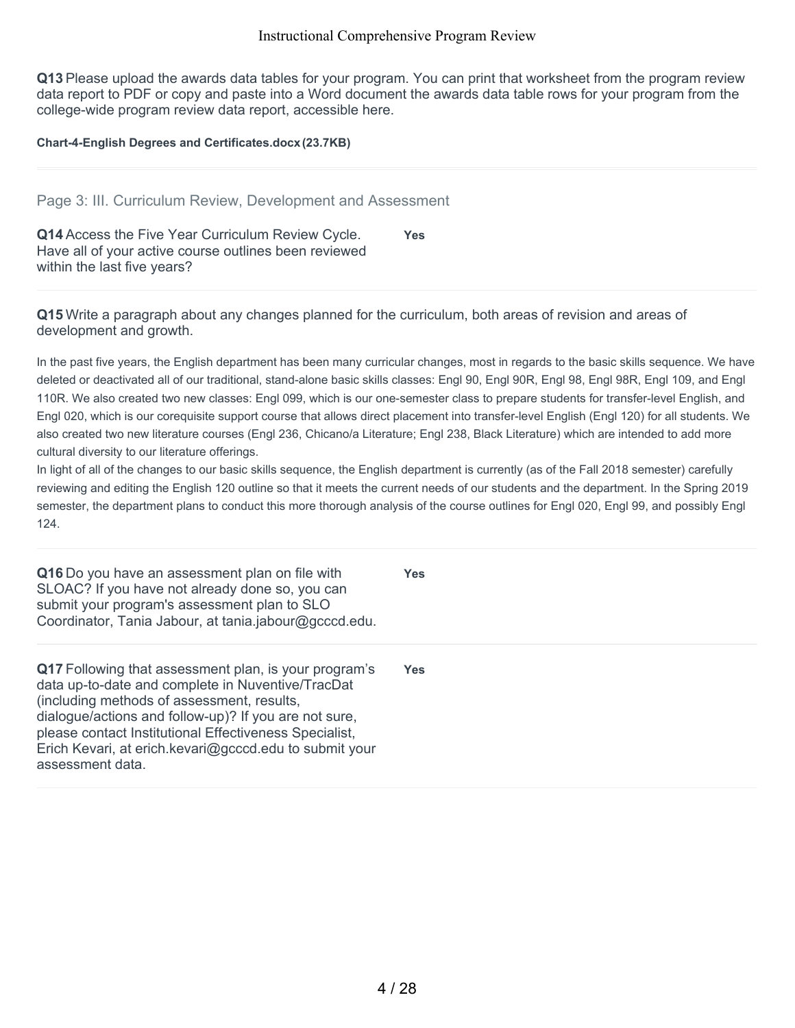**Q13** Please upload the awards data tables for your program. You can print that worksheet from the program review data report to PDF or copy and paste into a Word document the awards data table rows for your program from the college-wide program review data report, accessible here.

**Chart-4-English Degrees and Certificates.docx (23.7KB)**

## Page 3: III. Curriculum Review, Development and Assessment

**Q14** Access the Five Year Curriculum Review Cycle. Have all of your active course outlines been reviewed within the last five years?

**Yes**

**Q15** Write a paragraph about any changes planned for the curriculum, both areas of revision and areas of development and growth.

In the past five years, the English department has been many curricular changes, most in regards to the basic skills sequence. We have deleted or deactivated all of our traditional, stand-alone basic skills classes: Engl 90, Engl 90R, Engl 98, Engl 98R, Engl 109, and Engl 110R. We also created two new classes: Engl 099, which is our one-semester class to prepare students for transfer-level English, and Engl 020, which is our corequisite support course that allows direct placement into transfer-level English (Engl 120) for all students. We also created two new literature courses (Engl 236, Chicano/a Literature; Engl 238, Black Literature) which are intended to add more cultural diversity to our literature offerings.
In light of all of the changes to our basic skills sequence, the English department is currently (as of the Fall 2018 semester) carefully reviewing and editing the English 120 outline so that it meets the current needs of our students and the department. In the Spring 2019 semester, the department plans to conduct this more thorough analysis of the course outlines for Engl 020, Engl 99, and possibly Engl 124.

**Q16** Do you have an assessment plan on file with SLOAC? If you have not already done so, you can submit your program's assessment plan to SLO Coordinator, Tania Jabour, at tania.jabour@gcccd.edu.

**Yes**

**Q17** Following that assessment plan, is your program's data up-to-date and complete in Nuventive/TracDat (including methods of assessment, results, dialogue/actions and follow-up)? If you are not sure, please contact Institutional Effectiveness Specialist, Erich Kevari, at erich.kevari@gcccd.edu to submit your assessment data.

**Yes**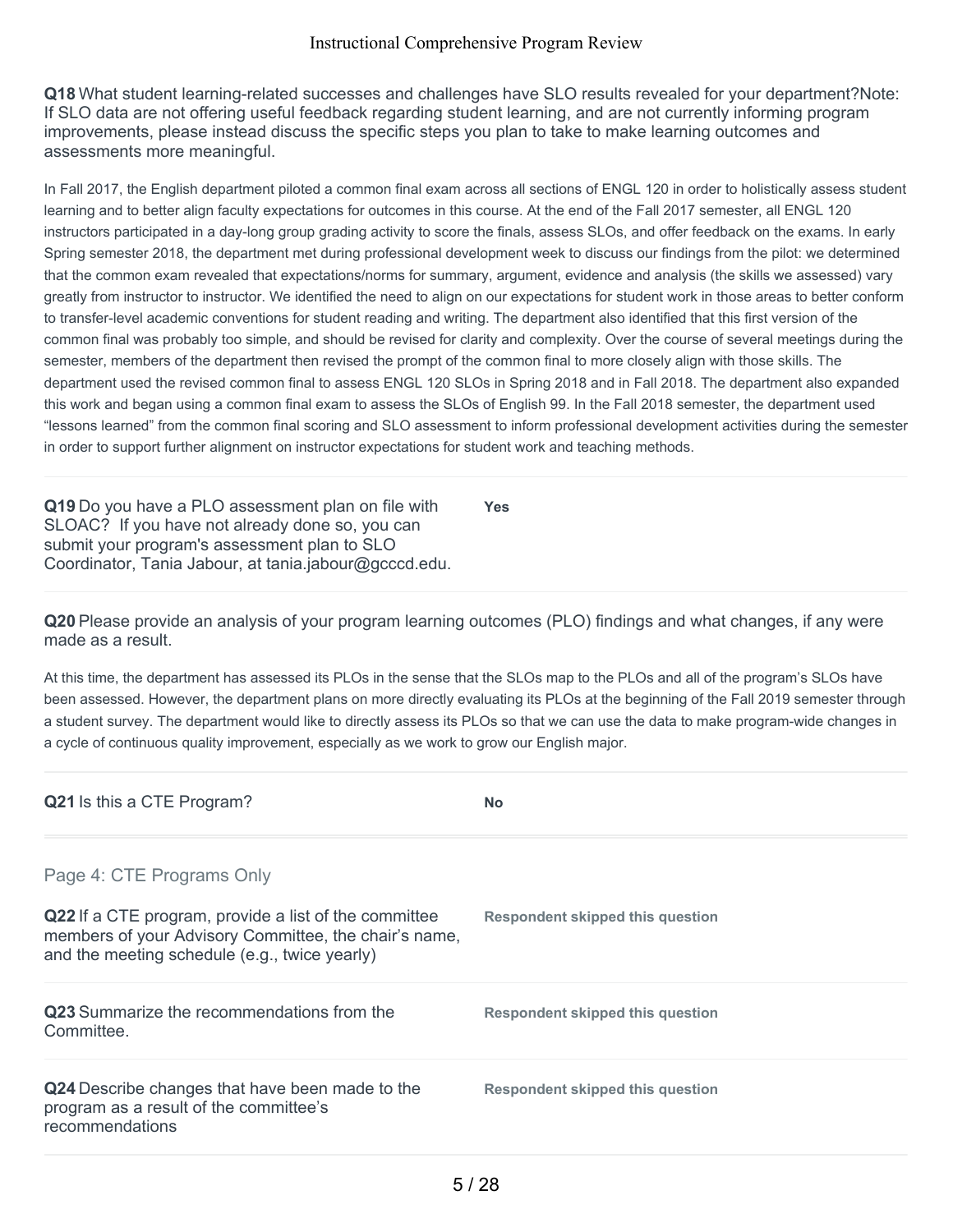**Q18** What student learning-related successes and challenges have SLO results revealed for your department?Note: If SLO data are not offering useful feedback regarding student learning, and are not currently informing program improvements, please instead discuss the specific steps you plan to take to make learning outcomes and assessments more meaningful.

In Fall 2017, the English department piloted a common final exam across all sections of ENGL 120 in order to holistically assess student learning and to better align faculty expectations for outcomes in this course. At the end of the Fall 2017 semester, all ENGL 120 instructors participated in a day-long group grading activity to score the finals, assess SLOs, and offer feedback on the exams. In early Spring semester 2018, the department met during professional development week to discuss our findings from the pilot: we determined that the common exam revealed that expectations/norms for summary, argument, evidence and analysis (the skills we assessed) vary greatly from instructor to instructor. We identified the need to align on our expectations for student work in those areas to better conform to transfer-level academic conventions for student reading and writing. The department also identified that this first version of the common final was probably too simple, and should be revised for clarity and complexity. Over the course of several meetings during the semester, members of the department then revised the prompt of the common final to more closely align with those skills. The department used the revised common final to assess ENGL 120 SLOs in Spring 2018 and in Fall 2018. The department also expanded this work and began using a common final exam to assess the SLOs of English 99. In the Fall 2018 semester, the department used "lessons learned" from the common final scoring and SLO assessment to inform professional development activities during the semester in order to support further alignment on instructor expectations for student work and teaching methods.

**Q19** Do you have a PLO assessment plan on file with SLOAC? If you have not already done so, you can submit your program's assessment plan to SLO Coordinator, Tania Jabour, at tania.jabour@gcccd.edu.

**Yes**

**Q20** Please provide an analysis of your program learning outcomes (PLO) findings and what changes, if any were made as a result.

At this time, the department has assessed its PLOs in the sense that the SLOs map to the PLOs and all of the program's SLOs have been assessed. However, the department plans on more directly evaluating its PLOs at the beginning of the Fall 2019 semester through a student survey. The department would like to directly assess its PLOs so that we can use the data to make program-wide changes in a cycle of continuous quality improvement, especially as we work to grow our English major.

**Q21** Is this a CTE Program?

**No**

## Page 4: CTE Programs Only

**Q22** If a CTE program, provide a list of the committee members of your Advisory Committee, the chair's name, and the meeting schedule (e.g., twice yearly)

**Respondent skipped this question**

**Q23** Summarize the recommendations from the Committee.

**Respondent skipped this question**

**Q24** Describe changes that have been made to the program as a result of the committee's recommendations

**Respondent skipped this question**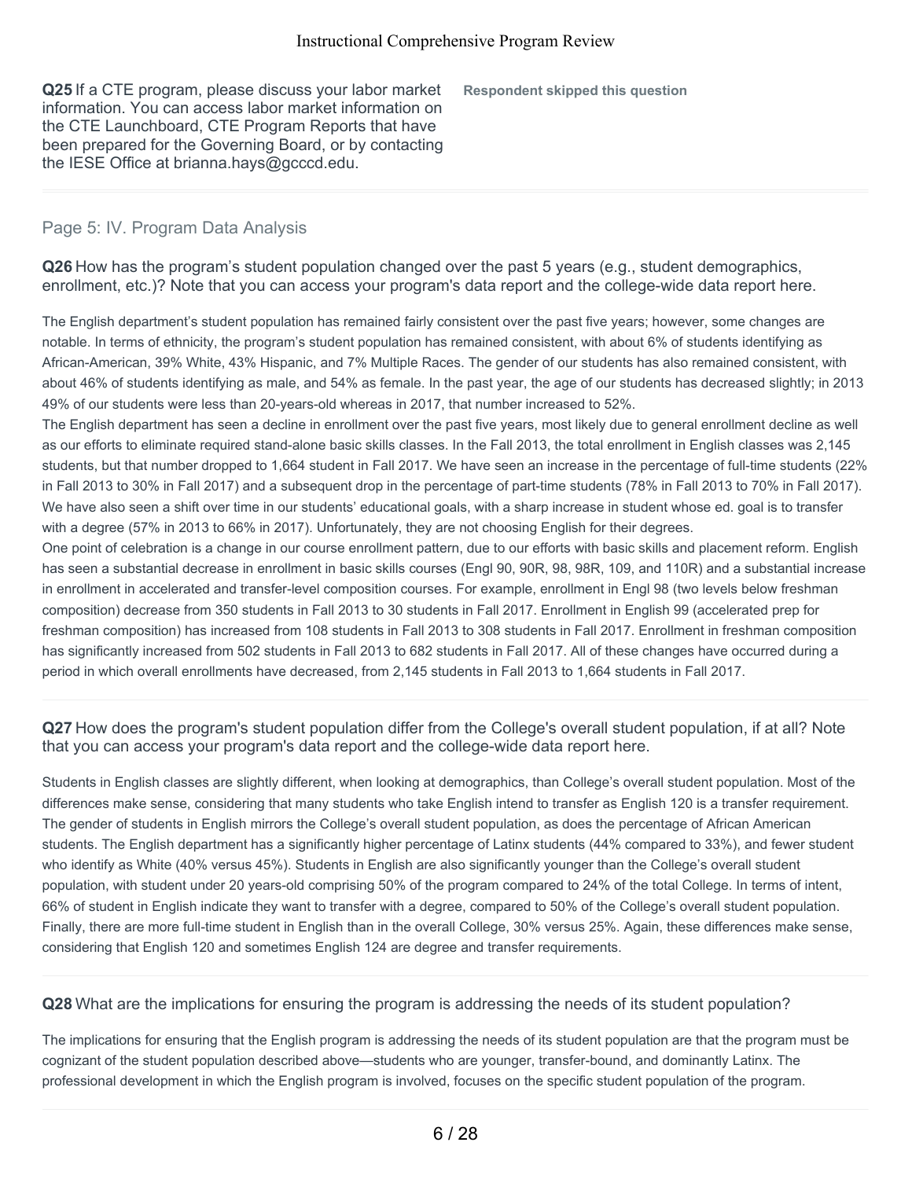**Q25** If a CTE program, please discuss your labor market information. You can access labor market information on the CTE Launchboard, CTE Program Reports that have been prepared for the Governing Board, or by contacting the IESE Office at brianna.hays@gcccd.edu.

**Respondent skipped this question**

## Page 5: IV. Program Data Analysis

**Q26** How has the program's student population changed over the past 5 years (e.g., student demographics, enrollment, etc.)? Note that you can access your program's data report and the college-wide data report here.

The English department's student population has remained fairly consistent over the past five years; however, some changes are notable. In terms of ethnicity, the program's student population has remained consistent, with about 6% of students identifying as African-American, 39% White, 43% Hispanic, and 7% Multiple Races. The gender of our students has also remained consistent, with about 46% of students identifying as male, and 54% as female. In the past year, the age of our students has decreased slightly; in 2013 49% of our students were less than 20-years-old whereas in 2017, that number increased to 52%.
The English department has seen a decline in enrollment over the past five years, most likely due to general enrollment decline as well as our efforts to eliminate required stand-alone basic skills classes. In the Fall 2013, the total enrollment in English classes was 2,145 students, but that number dropped to 1,664 student in Fall 2017. We have seen an increase in the percentage of full-time students (22% in Fall 2013 to 30% in Fall 2017) and a subsequent drop in the percentage of part-time students (78% in Fall 2013 to 70% in Fall 2017). We have also seen a shift over time in our students' educational goals, with a sharp increase in student whose ed. goal is to transfer with a degree (57% in 2013 to 66% in 2017). Unfortunately, they are not choosing English for their degrees.
One point of celebration is a change in our course enrollment pattern, due to our efforts with basic skills and placement reform. English has seen a substantial decrease in enrollment in basic skills courses (Engl 90, 90R, 98, 98R, 109, and 110R) and a substantial increase in enrollment in accelerated and transfer-level composition courses. For example, enrollment in Engl 98 (two levels below freshman composition) decrease from 350 students in Fall 2013 to 30 students in Fall 2017. Enrollment in English 99 (accelerated prep for freshman composition) has increased from 108 students in Fall 2013 to 308 students in Fall 2017. Enrollment in freshman composition has significantly increased from 502 students in Fall 2013 to 682 students in Fall 2017. All of these changes have occurred during a period in which overall enrollments have decreased, from 2,145 students in Fall 2013 to 1,664 students in Fall 2017.

**Q27** How does the program's student population differ from the College's overall student population, if at all? Note that you can access your program's data report and the college-wide data report here.

Students in English classes are slightly different, when looking at demographics, than College's overall student population. Most of the differences make sense, considering that many students who take English intend to transfer as English 120 is a transfer requirement. The gender of students in English mirrors the College's overall student population, as does the percentage of African American students. The English department has a significantly higher percentage of Latinx students (44% compared to 33%), and fewer student who identify as White (40% versus 45%). Students in English are also significantly younger than the College's overall student population, with student under 20 years-old comprising 50% of the program compared to 24% of the total College. In terms of intent, 66% of student in English indicate they want to transfer with a degree, compared to 50% of the College's overall student population. Finally, there are more full-time student in English than in the overall College, 30% versus 25%. Again, these differences make sense, considering that English 120 and sometimes English 124 are degree and transfer requirements.

**Q28** What are the implications for ensuring the program is addressing the needs of its student population?

The implications for ensuring that the English program is addressing the needs of its student population are that the program must be cognizant of the student population described above—students who are younger, transfer-bound, and dominantly Latinx. The professional development in which the English program is involved, focuses on the specific student population of the program.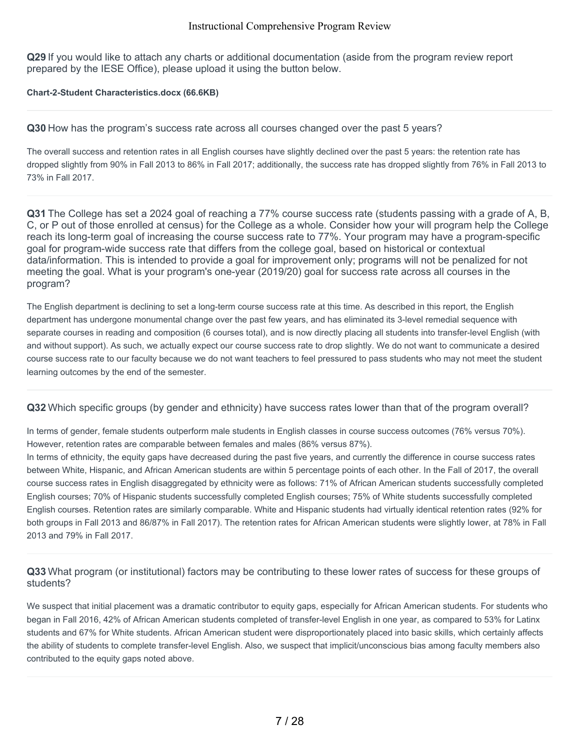**Q29** If you would like to attach any charts or additional documentation (aside from the program review report prepared by the IESE Office), please upload it using the button below.

**Chart-2-Student Characteristics.docx (66.6KB)**

---

**Q30** How has the program's success rate across all courses changed over the past 5 years?

The overall success and retention rates in all English courses have slightly declined over the past 5 years: the retention rate has dropped slightly from 90% in Fall 2013 to 86% in Fall 2017; additionally, the success rate has dropped slightly from 76% in Fall 2013 to 73% in Fall 2017.

---

**Q31** The College has set a 2024 goal of reaching a 77% course success rate (students passing with a grade of A, B, C, or P out of those enrolled at census) for the College as a whole. Consider how your will program help the College reach its long-term goal of increasing the course success rate to 77%. Your program may have a program-specific goal for program-wide success rate that differs from the college goal, based on historical or contextual data/information. This is intended to provide a goal for improvement only; programs will not be penalized for not meeting the goal. What is your program's one-year (2019/20) goal for success rate across all courses in the program?

The English department is declining to set a long-term course success rate at this time. As described in this report, the English department has undergone monumental change over the past few years, and has eliminated its 3-level remedial sequence with separate courses in reading and composition (6 courses total), and is now directly placing all students into transfer-level English (with and without support). As such, we actually expect our course success rate to drop slightly. We do not want to communicate a desired course success rate to our faculty because we do not want teachers to feel pressured to pass students who may not meet the student learning outcomes by the end of the semester.

---

**Q32** Which specific groups (by gender and ethnicity) have success rates lower than that of the program overall?

In terms of gender, female students outperform male students in English classes in course success outcomes (76% versus 70%). However, retention rates are comparable between females and males (86% versus 87%).

In terms of ethnicity, the equity gaps have decreased during the past five years, and currently the difference in course success rates between White, Hispanic, and African American students are within 5 percentage points of each other. In the Fall of 2017, the overall course success rates in English disaggregated by ethnicity were as follows: 71% of African American students successfully completed English courses; 70% of Hispanic students successfully completed English courses; 75% of White students successfully completed English courses. Retention rates are similarly comparable. White and Hispanic students had virtually identical retention rates (92% for both groups in Fall 2013 and 86/87% in Fall 2017). The retention rates for African American students were slightly lower, at 78% in Fall 2013 and 79% in Fall 2017.

---

**Q33** What program (or institutional) factors may be contributing to these lower rates of success for these groups of students?

We suspect that initial placement was a dramatic contributor to equity gaps, especially for African American students. For students who began in Fall 2016, 42% of African American students completed of transfer-level English in one year, as compared to 53% for Latinx students and 67% for White students. African American student were disproportionately placed into basic skills, which certainly affects the ability of students to complete transfer-level English. Also, we suspect that implicit/unconscious bias among faculty members also contributed to the equity gaps noted above.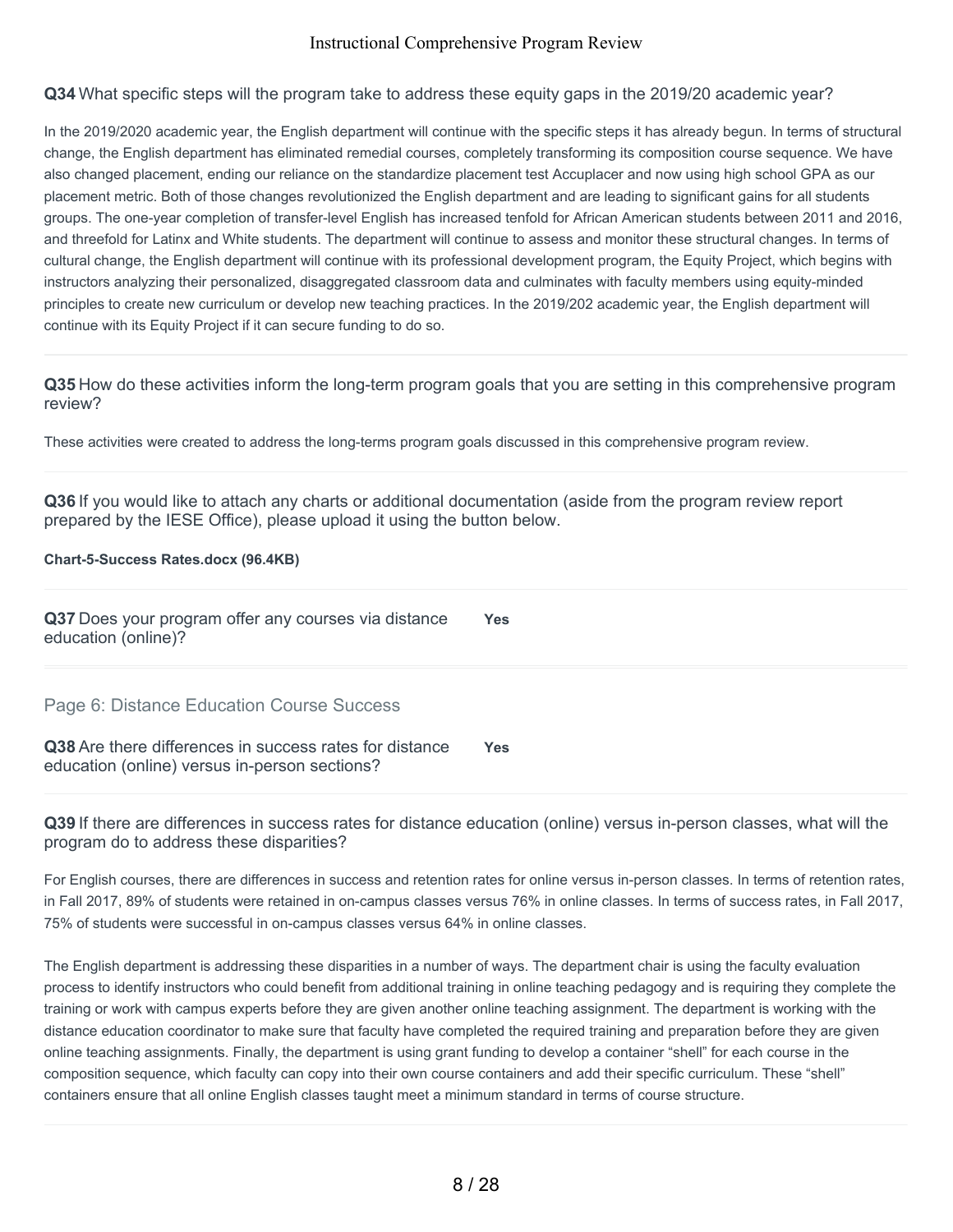**Q34** What specific steps will the program take to address these equity gaps in the 2019/20 academic year?

In the 2019/2020 academic year, the English department will continue with the specific steps it has already begun. In terms of structural change, the English department has eliminated remedial courses, completely transforming its composition course sequence. We have also changed placement, ending our reliance on the standardize placement test Accuplacer and now using high school GPA as our placement metric. Both of those changes revolutionized the English department and are leading to significant gains for all students groups. The one-year completion of transfer-level English has increased tenfold for African American students between 2011 and 2016, and threefold for Latinx and White students. The department will continue to assess and monitor these structural changes. In terms of cultural change, the English department will continue with its professional development program, the Equity Project, which begins with instructors analyzing their personalized, disaggregated classroom data and culminates with faculty members using equity-minded principles to create new curriculum or develop new teaching practices. In the 2019/202 academic year, the English department will continue with its Equity Project if it can secure funding to do so.

---

**Q35** How do these activities inform the long-term program goals that you are setting in this comprehensive program review?

These activities were created to address the long-terms program goals discussed in this comprehensive program review.

---

**Q36** If you would like to attach any charts or additional documentation (aside from the program review report prepared by the IESE Office), please upload it using the button below.

**Chart-5-Success Rates.docx (96.4KB)**

---

**Q37** Does your program offer any courses via distance education (online)?

**Yes**

---

## Page 6: Distance Education Course Success

**Q38** Are there differences in success rates for distance education (online) versus in-person sections?

**Yes**

---

**Q39** If there are differences in success rates for distance education (online) versus in-person classes, what will the program do to address these disparities?

For English courses, there are differences in success and retention rates for online versus in-person classes. In terms of retention rates, in Fall 2017, 89% of students were retained in on-campus classes versus 76% in online classes. In terms of success rates, in Fall 2017, 75% of students were successful in on-campus classes versus 64% in online classes.

The English department is addressing these disparities in a number of ways. The department chair is using the faculty evaluation process to identify instructors who could benefit from additional training in online teaching pedagogy and is requiring they complete the training or work with campus experts before they are given another online teaching assignment. The department is working with the distance education coordinator to make sure that faculty have completed the required training and preparation before they are given online teaching assignments. Finally, the department is using grant funding to develop a container "shell" for each course in the composition sequence, which faculty can copy into their own course containers and add their specific curriculum. These "shell" containers ensure that all online English classes taught meet a minimum standard in terms of course structure.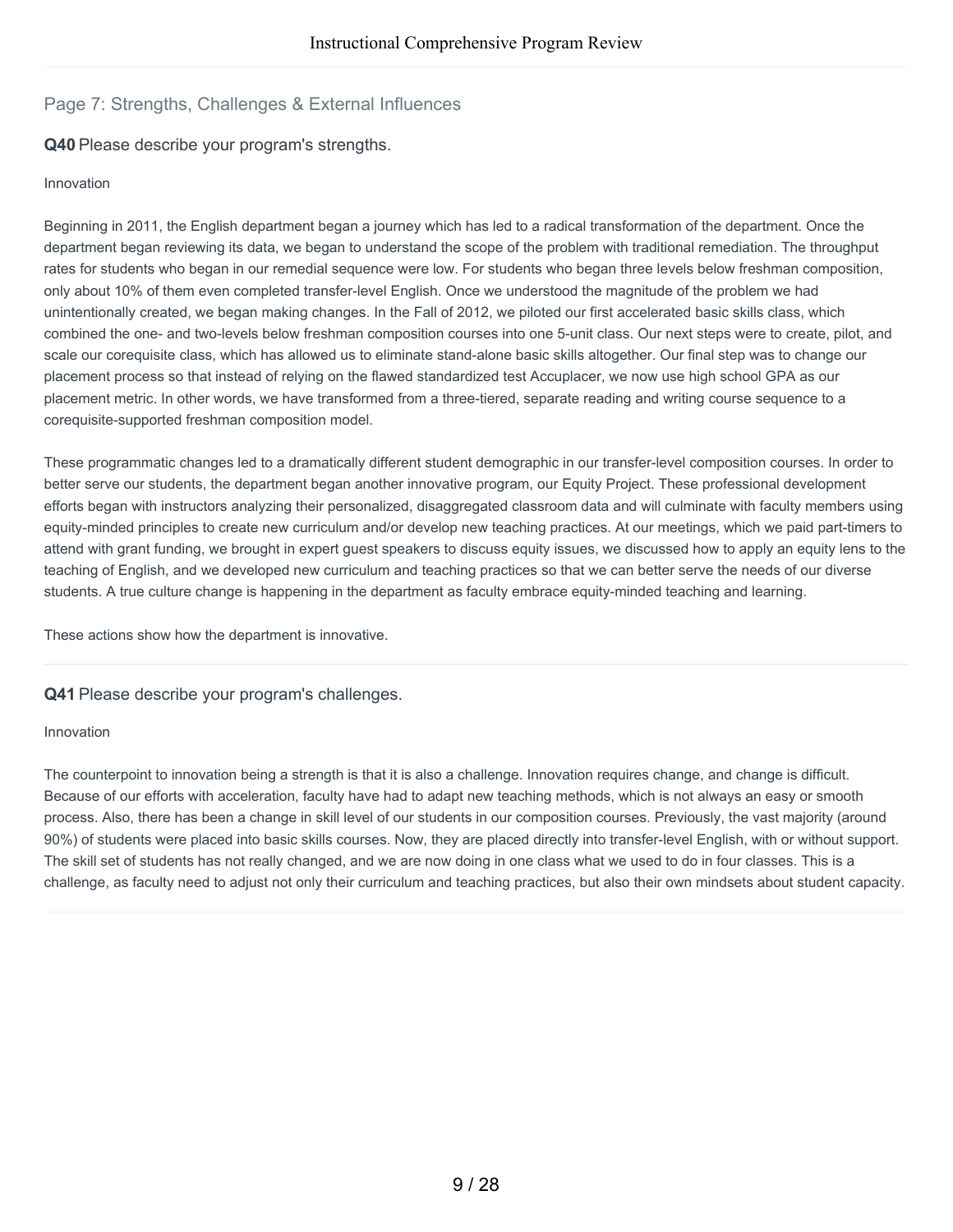## Page 7: Strengths, Challenges & External Influences

**Q40** Please describe your program's strengths.

Innovation

Beginning in 2011, the English department began a journey which has led to a radical transformation of the department. Once the department began reviewing its data, we began to understand the scope of the problem with traditional remediation. The throughput rates for students who began in our remedial sequence were low. For students who began three levels below freshman composition, only about 10% of them even completed transfer-level English. Once we understood the magnitude of the problem we had unintentionally created, we began making changes. In the Fall of 2012, we piloted our first accelerated basic skills class, which combined the one- and two-levels below freshman composition courses into one 5-unit class. Our next steps were to create, pilot, and scale our corequisite class, which has allowed us to eliminate stand-alone basic skills altogether. Our final step was to change our placement process so that instead of relying on the flawed standardized test Accuplacer, we now use high school GPA as our placement metric. In other words, we have transformed from a three-tiered, separate reading and writing course sequence to a corequisite-supported freshman composition model.

These programmatic changes led to a dramatically different student demographic in our transfer-level composition courses. In order to better serve our students, the department began another innovative program, our Equity Project. These professional development efforts began with instructors analyzing their personalized, disaggregated classroom data and will culminate with faculty members using equity-minded principles to create new curriculum and/or develop new teaching practices. At our meetings, which we paid part-timers to attend with grant funding, we brought in expert guest speakers to discuss equity issues, we discussed how to apply an equity lens to the teaching of English, and we developed new curriculum and teaching practices so that we can better serve the needs of our diverse students. A true culture change is happening in the department as faculty embrace equity-minded teaching and learning.

These actions show how the department is innovative.

**Q41** Please describe your program's challenges.

Innovation

The counterpoint to innovation being a strength is that it is also a challenge. Innovation requires change, and change is difficult. Because of our efforts with acceleration, faculty have had to adapt new teaching methods, which is not always an easy or smooth process. Also, there has been a change in skill level of our students in our composition courses. Previously, the vast majority (around 90%) of students were placed into basic skills courses. Now, they are placed directly into transfer-level English, with or without support. The skill set of students has not really changed, and we are now doing in one class what we used to do in four classes. This is a challenge, as faculty need to adjust not only their curriculum and teaching practices, but also their own mindsets about student capacity.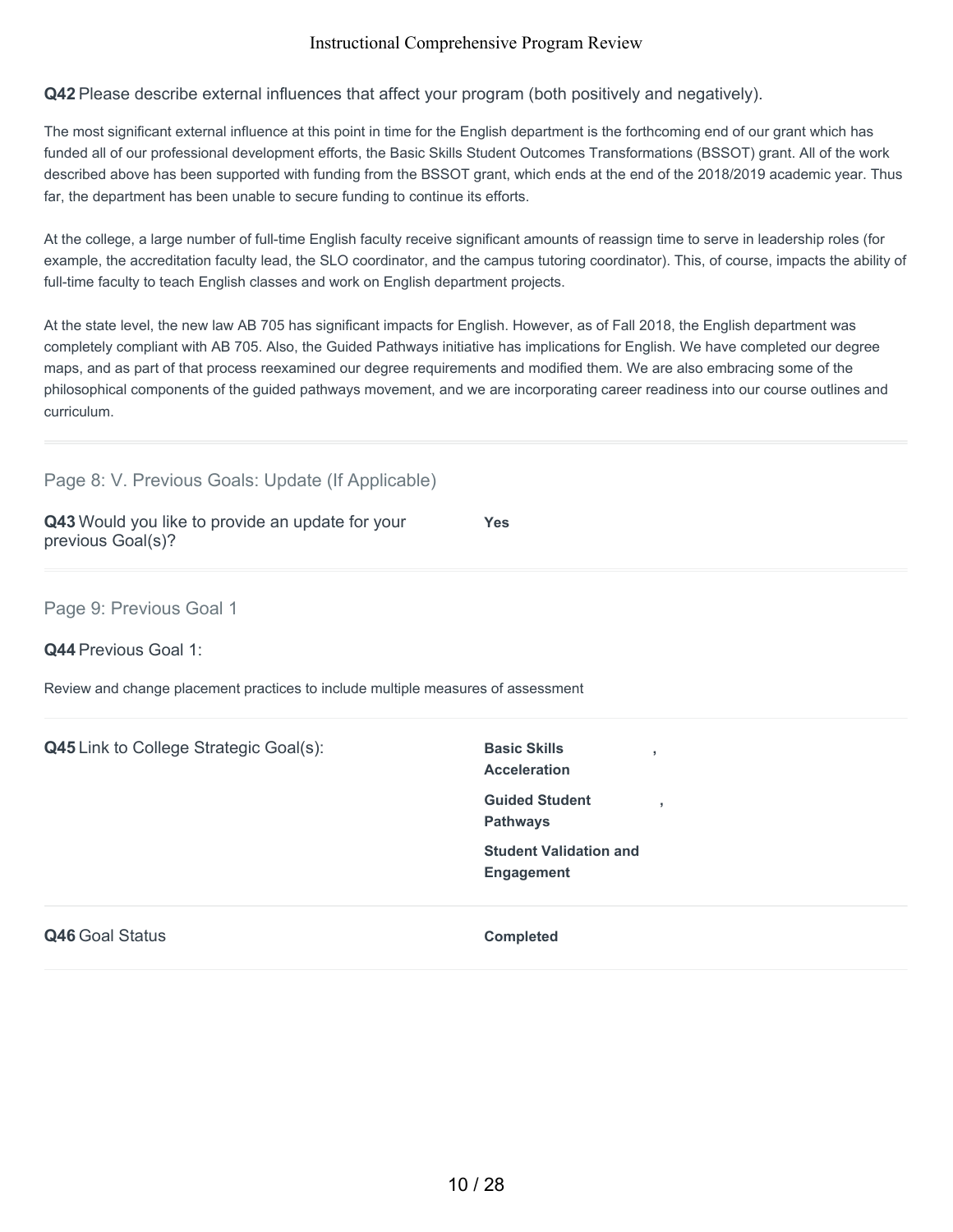**Q42** Please describe external influences that affect your program (both positively and negatively).

The most significant external influence at this point in time for the English department is the forthcoming end of our grant which has funded all of our professional development efforts, the Basic Skills Student Outcomes Transformations (BSSOT) grant. All of the work described above has been supported with funding from the BSSOT grant, which ends at the end of the 2018/2019 academic year. Thus far, the department has been unable to secure funding to continue its efforts.

At the college, a large number of full-time English faculty receive significant amounts of reassign time to serve in leadership roles (for example, the accreditation faculty lead, the SLO coordinator, and the campus tutoring coordinator). This, of course, impacts the ability of full-time faculty to teach English classes and work on English department projects.

At the state level, the new law AB 705 has significant impacts for English. However, as of Fall 2018, the English department was completely compliant with AB 705. Also, the Guided Pathways initiative has implications for English. We have completed our degree maps, and as part of that process reexamined our degree requirements and modified them. We are also embracing some of the philosophical components of the guided pathways movement, and we are incorporating career readiness into our course outlines and curriculum.

---

## Page 8: V. Previous Goals: Update (If Applicable)

**Q43** Would you like to provide an update for your previous Goal(s)? **Yes**

---

## Page 9: Previous Goal 1

**Q44** Previous Goal 1:

Review and change placement practices to include multiple measures of assessment

**Q45** Link to College Strategic Goal(s):

**Basic Skills Acceleration**,
**Guided Student Pathways**,
**Student Validation and Engagement**

**Q46** Goal Status **Completed**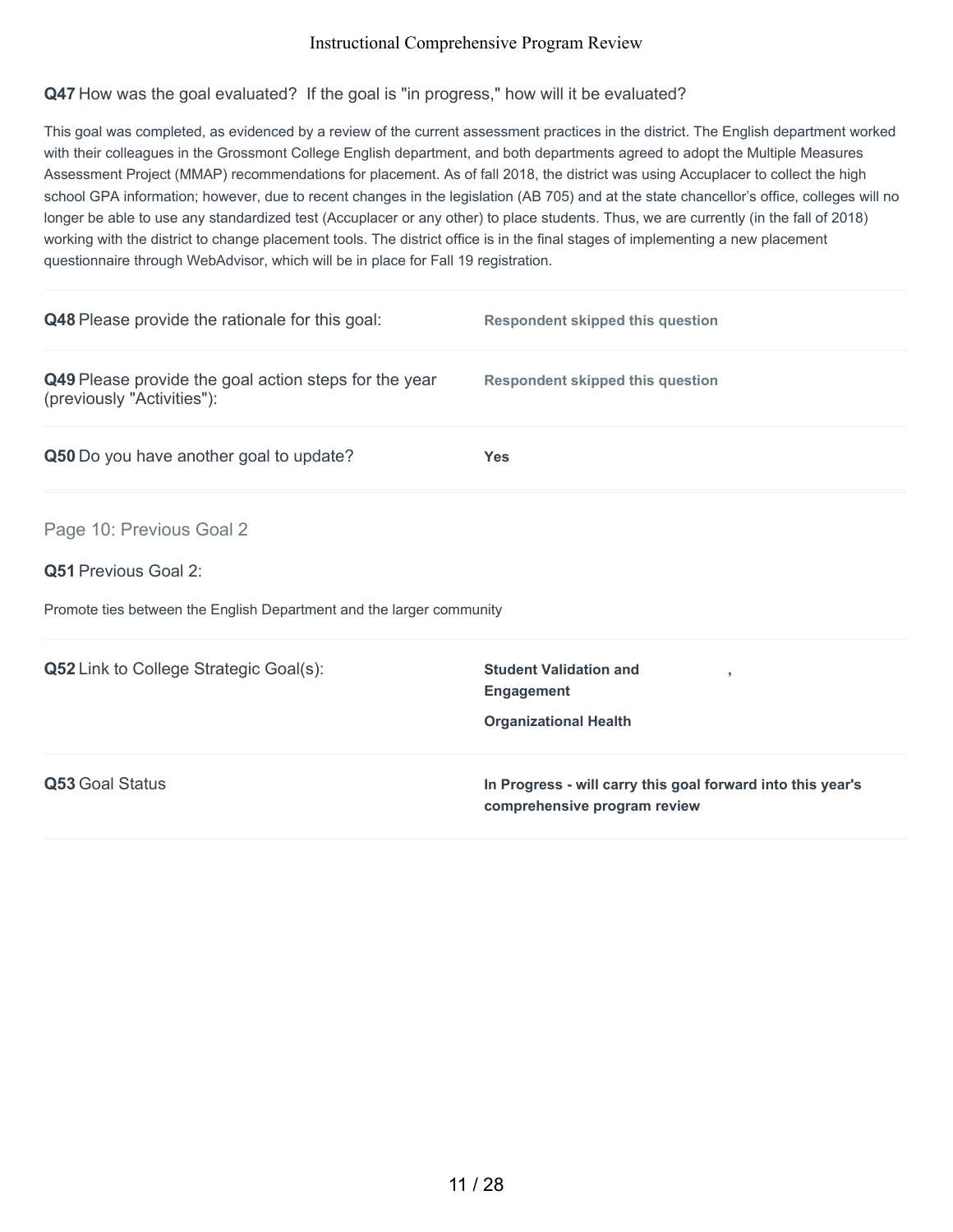**Q47** How was the goal evaluated? If the goal is "in progress," how will it be evaluated?

This goal was completed, as evidenced by a review of the current assessment practices in the district. The English department worked with their colleagues in the Grossmont College English department, and both departments agreed to adopt the Multiple Measures Assessment Project (MMAP) recommendations for placement. As of fall 2018, the district was using Accuplacer to collect the high school GPA information; however, due to recent changes in the legislation (AB 705) and at the state chancellor's office, colleges will no longer be able to use any standardized test (Accuplacer or any other) to place students. Thus, we are currently (in the fall of 2018) working with the district to change placement tools. The district office is in the final stages of implementing a new placement questionnaire through WebAdvisor, which will be in place for Fall 19 registration.

| | |
|---|---|
| **Q48** Please provide the rationale for this goal: | **Respondent skipped this question** |
| **Q49** Please provide the goal action steps for the year (previously "Activities"): | **Respondent skipped this question** |
| **Q50** Do you have another goal to update? | **Yes** |

## Page 10: Previous Goal 2

**Q51** Previous Goal 2:

Promote ties between the English Department and the larger community

| | |
|---|---|
| **Q52** Link to College Strategic Goal(s): | **Student Validation and Engagement**, **Organizational Health** |
| **Q53** Goal Status | **In Progress - will carry this goal forward into this year's comprehensive program review** |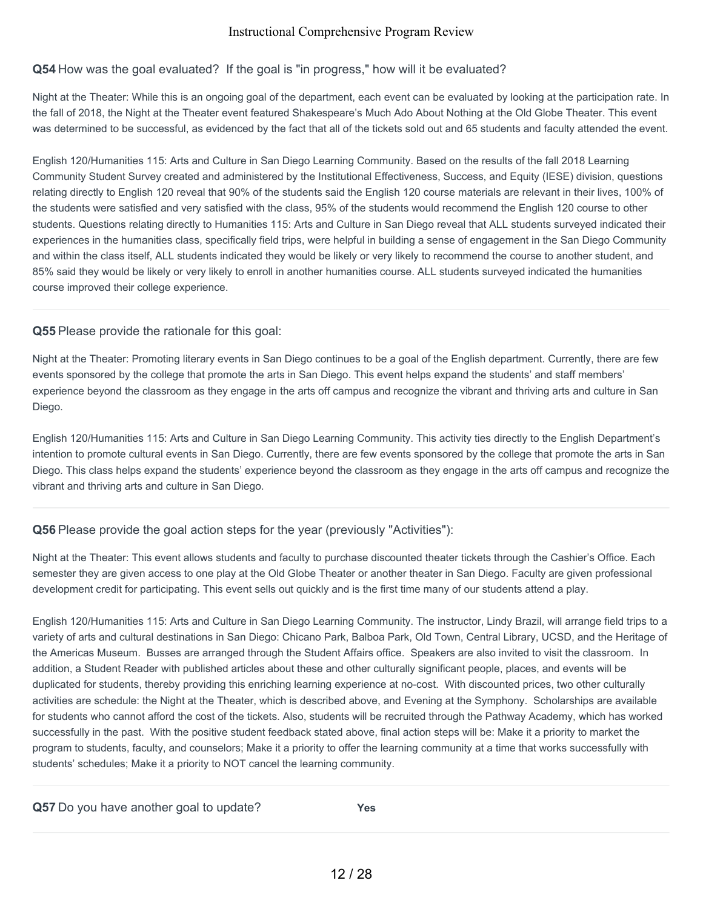**Q54** How was the goal evaluated? If the goal is "in progress," how will it be evaluated?

Night at the Theater: While this is an ongoing goal of the department, each event can be evaluated by looking at the participation rate. In the fall of 2018, the Night at the Theater event featured Shakespeare's Much Ado About Nothing at the Old Globe Theater. This event was determined to be successful, as evidenced by the fact that all of the tickets sold out and 65 students and faculty attended the event.

English 120/Humanities 115: Arts and Culture in San Diego Learning Community. Based on the results of the fall 2018 Learning Community Student Survey created and administered by the Institutional Effectiveness, Success, and Equity (IESE) division, questions relating directly to English 120 reveal that 90% of the students said the English 120 course materials are relevant in their lives, 100% of the students were satisfied and very satisfied with the class, 95% of the students would recommend the English 120 course to other students. Questions relating directly to Humanities 115: Arts and Culture in San Diego reveal that ALL students surveyed indicated their experiences in the humanities class, specifically field trips, were helpful in building a sense of engagement in the San Diego Community and within the class itself, ALL students indicated they would be likely or very likely to recommend the course to another student, and 85% said they would be likely or very likely to enroll in another humanities course. ALL students surveyed indicated the humanities course improved their college experience.

**Q55** Please provide the rationale for this goal:

Night at the Theater: Promoting literary events in San Diego continues to be a goal of the English department. Currently, there are few events sponsored by the college that promote the arts in San Diego. This event helps expand the students' and staff members' experience beyond the classroom as they engage in the arts off campus and recognize the vibrant and thriving arts and culture in San Diego.

English 120/Humanities 115: Arts and Culture in San Diego Learning Community. This activity ties directly to the English Department's intention to promote cultural events in San Diego. Currently, there are few events sponsored by the college that promote the arts in San Diego. This class helps expand the students' experience beyond the classroom as they engage in the arts off campus and recognize the vibrant and thriving arts and culture in San Diego.

**Q56** Please provide the goal action steps for the year (previously "Activities"):

Night at the Theater: This event allows students and faculty to purchase discounted theater tickets through the Cashier's Office. Each semester they are given access to one play at the Old Globe Theater or another theater in San Diego. Faculty are given professional development credit for participating. This event sells out quickly and is the first time many of our students attend a play.

English 120/Humanities 115: Arts and Culture in San Diego Learning Community. The instructor, Lindy Brazil, will arrange field trips to a variety of arts and cultural destinations in San Diego: Chicano Park, Balboa Park, Old Town, Central Library, UCSD, and the Heritage of the Americas Museum. Busses are arranged through the Student Affairs office. Speakers are also invited to visit the classroom. In addition, a Student Reader with published articles about these and other culturally significant people, places, and events will be duplicated for students, thereby providing this enriching learning experience at no-cost. With discounted prices, two other culturally activities are schedule: the Night at the Theater, which is described above, and Evening at the Symphony. Scholarships are available for students who cannot afford the cost of the tickets. Also, students will be recruited through the Pathway Academy, which has worked successfully in the past. With the positive student feedback stated above, final action steps will be: Make it a priority to market the program to students, faculty, and counselors; Make it a priority to offer the learning community at a time that works successfully with students' schedules; Make it a priority to NOT cancel the learning community.

**Q57** Do you have another goal to update? **Yes**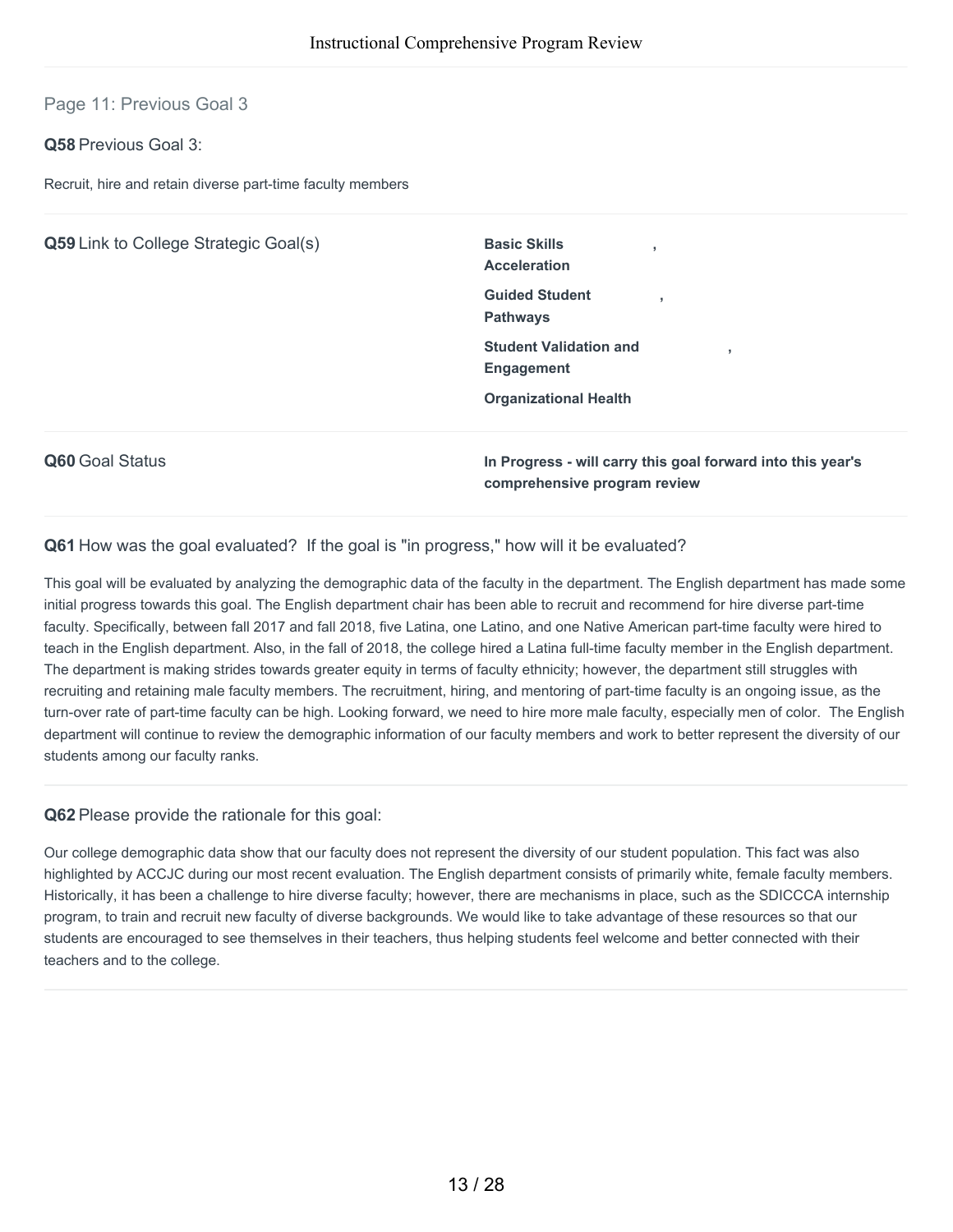## Page 11: Previous Goal 3

**Q58** Previous Goal 3:

Recruit, hire and retain diverse part-time faculty members

**Q59** Link to College Strategic Goal(s)

**Basic Skills Acceleration**,
**Guided Student Pathways**,
**Student Validation and Engagement**,
**Organizational Health**

**Q60** Goal Status

**In Progress - will carry this goal forward into this year's comprehensive program review**

**Q61** How was the goal evaluated? If the goal is "in progress," how will it be evaluated?

This goal will be evaluated by analyzing the demographic data of the faculty in the department. The English department has made some initial progress towards this goal. The English department chair has been able to recruit and recommend for hire diverse part-time faculty. Specifically, between fall 2017 and fall 2018, five Latina, one Latino, and one Native American part-time faculty were hired to teach in the English department. Also, in the fall of 2018, the college hired a Latina full-time faculty member in the English department. The department is making strides towards greater equity in terms of faculty ethnicity; however, the department still struggles with recruiting and retaining male faculty members. The recruitment, hiring, and mentoring of part-time faculty is an ongoing issue, as the turn-over rate of part-time faculty can be high. Looking forward, we need to hire more male faculty, especially men of color. The English department will continue to review the demographic information of our faculty members and work to better represent the diversity of our students among our faculty ranks.

**Q62** Please provide the rationale for this goal:

Our college demographic data show that our faculty does not represent the diversity of our student population. This fact was also highlighted by ACCJC during our most recent evaluation. The English department consists of primarily white, female faculty members. Historically, it has been a challenge to hire diverse faculty; however, there are mechanisms in place, such as the SDICCCA internship program, to train and recruit new faculty of diverse backgrounds. We would like to take advantage of these resources so that our students are encouraged to see themselves in their teachers, thus helping students feel welcome and better connected with their teachers and to the college.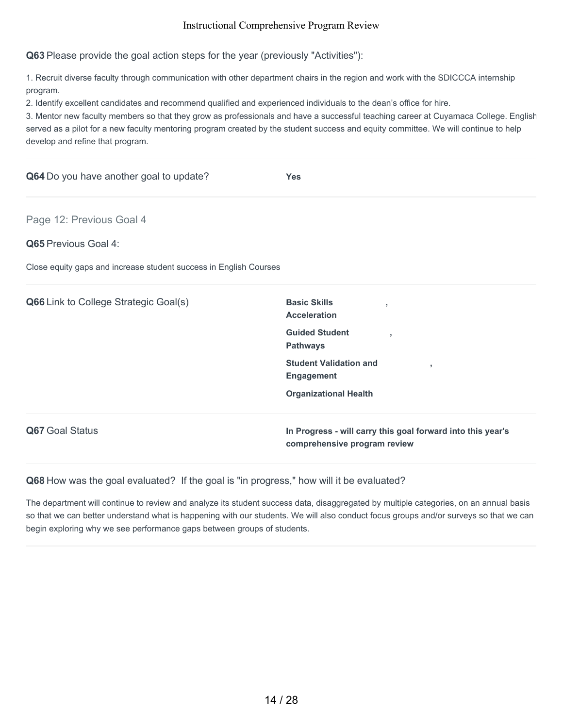**Q63** Please provide the goal action steps for the year (previously "Activities"):

1. Recruit diverse faculty through communication with other department chairs in the region and work with the SDICCCA internship program.
2. Identify excellent candidates and recommend qualified and experienced individuals to the dean's office for hire.
3. Mentor new faculty members so that they grow as professionals and have a successful teaching career at Cuyamaca College. English served as a pilot for a new faculty mentoring program created by the student success and equity committee. We will continue to help develop and refine that program.

**Q64** Do you have another goal to update? **Yes**

## Page 12: Previous Goal 4

**Q65** Previous Goal 4:

Close equity gaps and increase student success in English Courses

**Q66** Link to College Strategic Goal(s)

**Basic Skills Acceleration**,
**Guided Student Pathways**,
**Student Validation and Engagement**,
**Organizational Health**

**Q67** Goal Status **In Progress - will carry this goal forward into this year's comprehensive program review**

**Q68** How was the goal evaluated? If the goal is "in progress," how will it be evaluated?

The department will continue to review and analyze its student success data, disaggregated by multiple categories, on an annual basis so that we can better understand what is happening with our students. We will also conduct focus groups and/or surveys so that we can begin exploring why we see performance gaps between groups of students.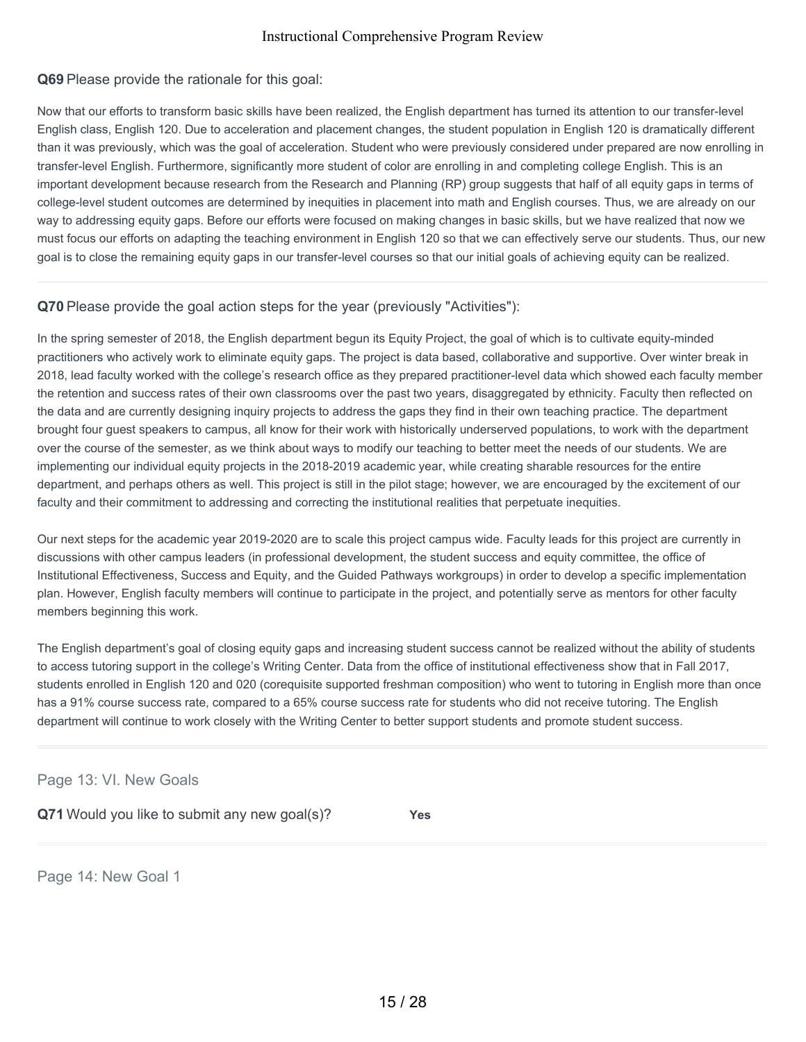**Q69** Please provide the rationale for this goal:

Now that our efforts to transform basic skills have been realized, the English department has turned its attention to our transfer-level English class, English 120. Due to acceleration and placement changes, the student population in English 120 is dramatically different than it was previously, which was the goal of acceleration. Student who were previously considered under prepared are now enrolling in transfer-level English. Furthermore, significantly more student of color are enrolling in and completing college English. This is an important development because research from the Research and Planning (RP) group suggests that half of all equity gaps in terms of college-level student outcomes are determined by inequities in placement into math and English courses. Thus, we are already on our way to addressing equity gaps. Before our efforts were focused on making changes in basic skills, but we have realized that now we must focus our efforts on adapting the teaching environment in English 120 so that we can effectively serve our students. Thus, our new goal is to close the remaining equity gaps in our transfer-level courses so that our initial goals of achieving equity can be realized.

---

**Q70** Please provide the goal action steps for the year (previously "Activities"):

In the spring semester of 2018, the English department begun its Equity Project, the goal of which is to cultivate equity-minded practitioners who actively work to eliminate equity gaps. The project is data based, collaborative and supportive. Over winter break in 2018, lead faculty worked with the college's research office as they prepared practitioner-level data which showed each faculty member the retention and success rates of their own classrooms over the past two years, disaggregated by ethnicity. Faculty then reflected on the data and are currently designing inquiry projects to address the gaps they find in their own teaching practice. The department brought four guest speakers to campus, all know for their work with historically underserved populations, to work with the department over the course of the semester, as we think about ways to modify our teaching to better meet the needs of our students. We are implementing our individual equity projects in the 2018-2019 academic year, while creating sharable resources for the entire department, and perhaps others as well. This project is still in the pilot stage; however, we are encouraged by the excitement of our faculty and their commitment to addressing and correcting the institutional realities that perpetuate inequities.

Our next steps for the academic year 2019-2020 are to scale this project campus wide. Faculty leads for this project are currently in discussions with other campus leaders (in professional development, the student success and equity committee, the office of Institutional Effectiveness, Success and Equity, and the Guided Pathways workgroups) in order to develop a specific implementation plan. However, English faculty members will continue to participate in the project, and potentially serve as mentors for other faculty members beginning this work.

The English department's goal of closing equity gaps and increasing student success cannot be realized without the ability of students to access tutoring support in the college's Writing Center. Data from the office of institutional effectiveness show that in Fall 2017, students enrolled in English 120 and 020 (corequisite supported freshman composition) who went to tutoring in English more than once has a 91% course success rate, compared to a 65% course success rate for students who did not receive tutoring. The English department will continue to work closely with the Writing Center to better support students and promote student success.

---

## Page 13: VI. New Goals

**Q71** Would you like to submit any new goal(s)? **Yes**

---

## Page 14: New Goal 1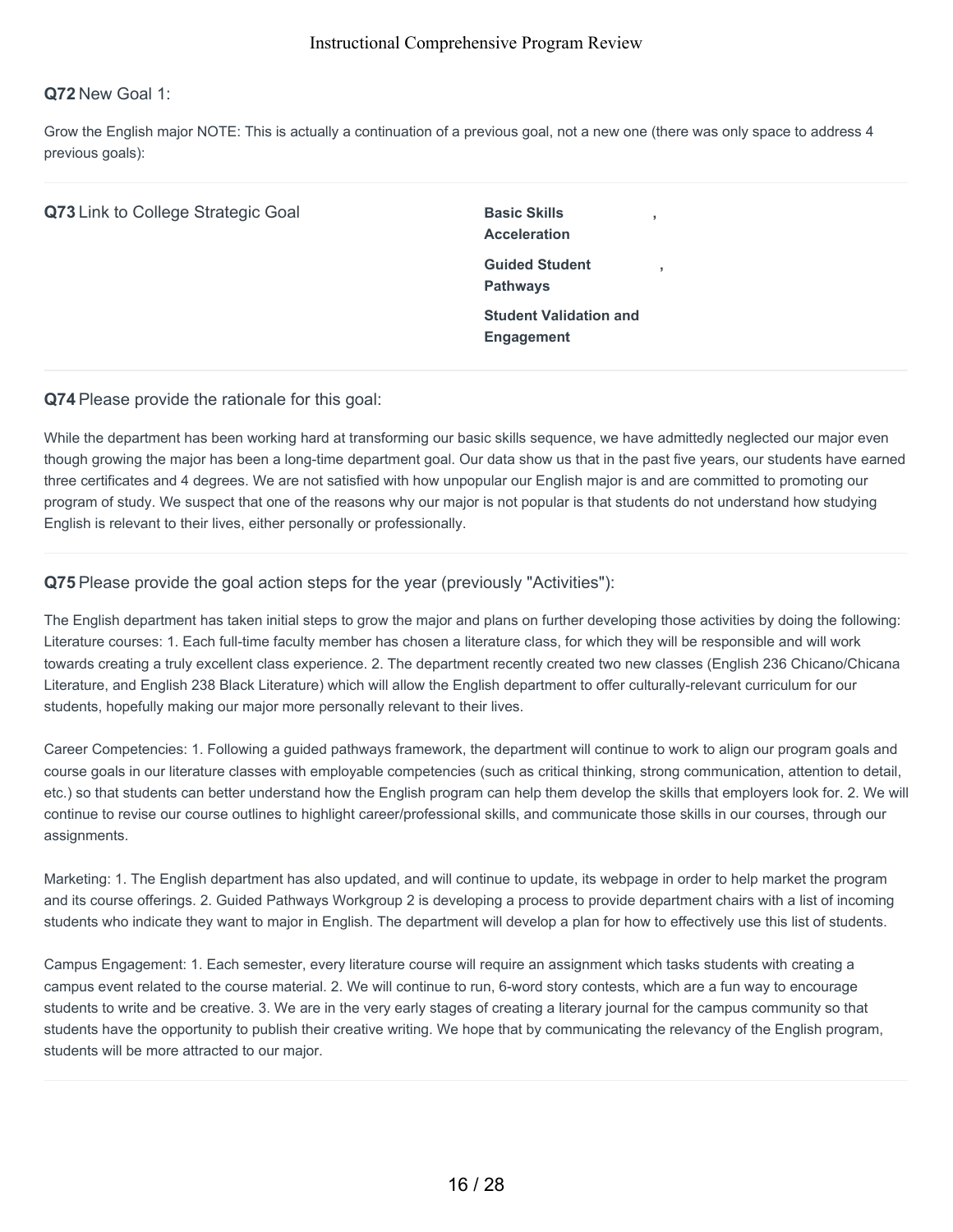**Q72** New Goal 1:

Grow the English major NOTE: This is actually a continuation of a previous goal, not a new one (there was only space to address 4 previous goals):

**Q73** Link to College Strategic Goal

**Basic Skills Acceleration** ,

**Guided Student Pathways** ,

**Student Validation and Engagement**

**Q74** Please provide the rationale for this goal:

While the department has been working hard at transforming our basic skills sequence, we have admittedly neglected our major even though growing the major has been a long-time department goal. Our data show us that in the past five years, our students have earned three certificates and 4 degrees. We are not satisfied with how unpopular our English major is and are committed to promoting our program of study. We suspect that one of the reasons why our major is not popular is that students do not understand how studying English is relevant to their lives, either personally or professionally.

**Q75** Please provide the goal action steps for the year (previously "Activities"):

The English department has taken initial steps to grow the major and plans on further developing those activities by doing the following: Literature courses: 1. Each full-time faculty member has chosen a literature class, for which they will be responsible and will work towards creating a truly excellent class experience. 2. The department recently created two new classes (English 236 Chicano/Chicana Literature, and English 238 Black Literature) which will allow the English department to offer culturally-relevant curriculum for our students, hopefully making our major more personally relevant to their lives.

Career Competencies: 1. Following a guided pathways framework, the department will continue to work to align our program goals and course goals in our literature classes with employable competencies (such as critical thinking, strong communication, attention to detail, etc.) so that students can better understand how the English program can help them develop the skills that employers look for. 2. We will continue to revise our course outlines to highlight career/professional skills, and communicate those skills in our courses, through our assignments.

Marketing: 1. The English department has also updated, and will continue to update, its webpage in order to help market the program and its course offerings. 2. Guided Pathways Workgroup 2 is developing a process to provide department chairs with a list of incoming students who indicate they want to major in English. The department will develop a plan for how to effectively use this list of students.

Campus Engagement: 1. Each semester, every literature course will require an assignment which tasks students with creating a campus event related to the course material. 2. We will continue to run, 6-word story contests, which are a fun way to encourage students to write and be creative. 3. We are in the very early stages of creating a literary journal for the campus community so that students have the opportunity to publish their creative writing. We hope that by communicating the relevancy of the English program, students will be more attracted to our major.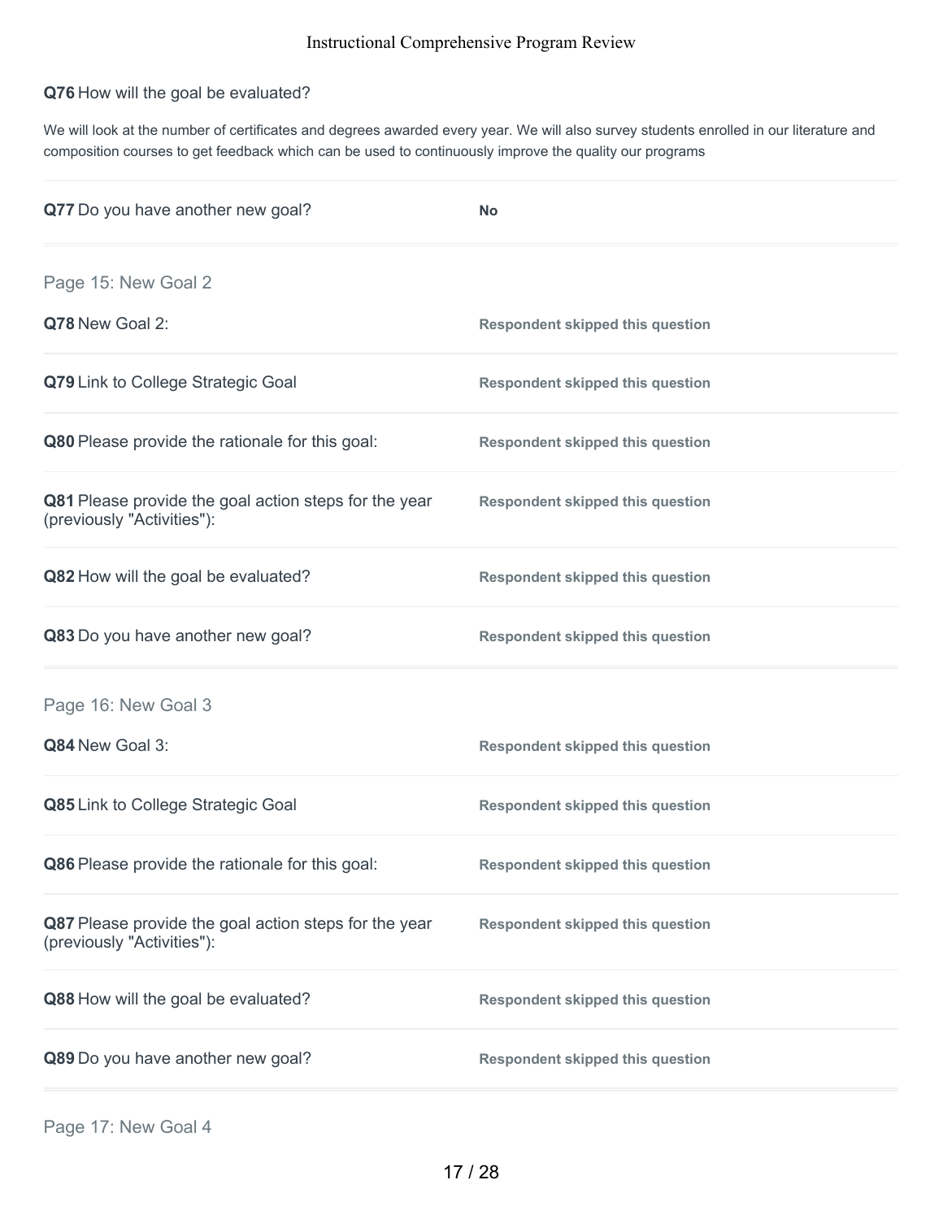**Q76** How will the goal be evaluated?

We will look at the number of certificates and degrees awarded every year. We will also survey students enrolled in our literature and composition courses to get feedback which can be used to continuously improve the quality our programs

**Q77** Do you have another new goal? **No**

## Page 15: New Goal 2

**Q78** New Goal 2: **Respondent skipped this question**

**Q79** Link to College Strategic Goal **Respondent skipped this question**

**Q80** Please provide the rationale for this goal: **Respondent skipped this question**

**Q81** Please provide the goal action steps for the year (previously "Activities"): **Respondent skipped this question**

**Q82** How will the goal be evaluated? **Respondent skipped this question**

**Q83** Do you have another new goal? **Respondent skipped this question**

## Page 16: New Goal 3

**Q84** New Goal 3: **Respondent skipped this question**

**Q85** Link to College Strategic Goal **Respondent skipped this question**

**Q86** Please provide the rationale for this goal: **Respondent skipped this question**

**Q87** Please provide the goal action steps for the year (previously "Activities"): **Respondent skipped this question**

**Q88** How will the goal be evaluated? **Respondent skipped this question**

**Q89** Do you have another new goal? **Respondent skipped this question**

## Page 17: New Goal 4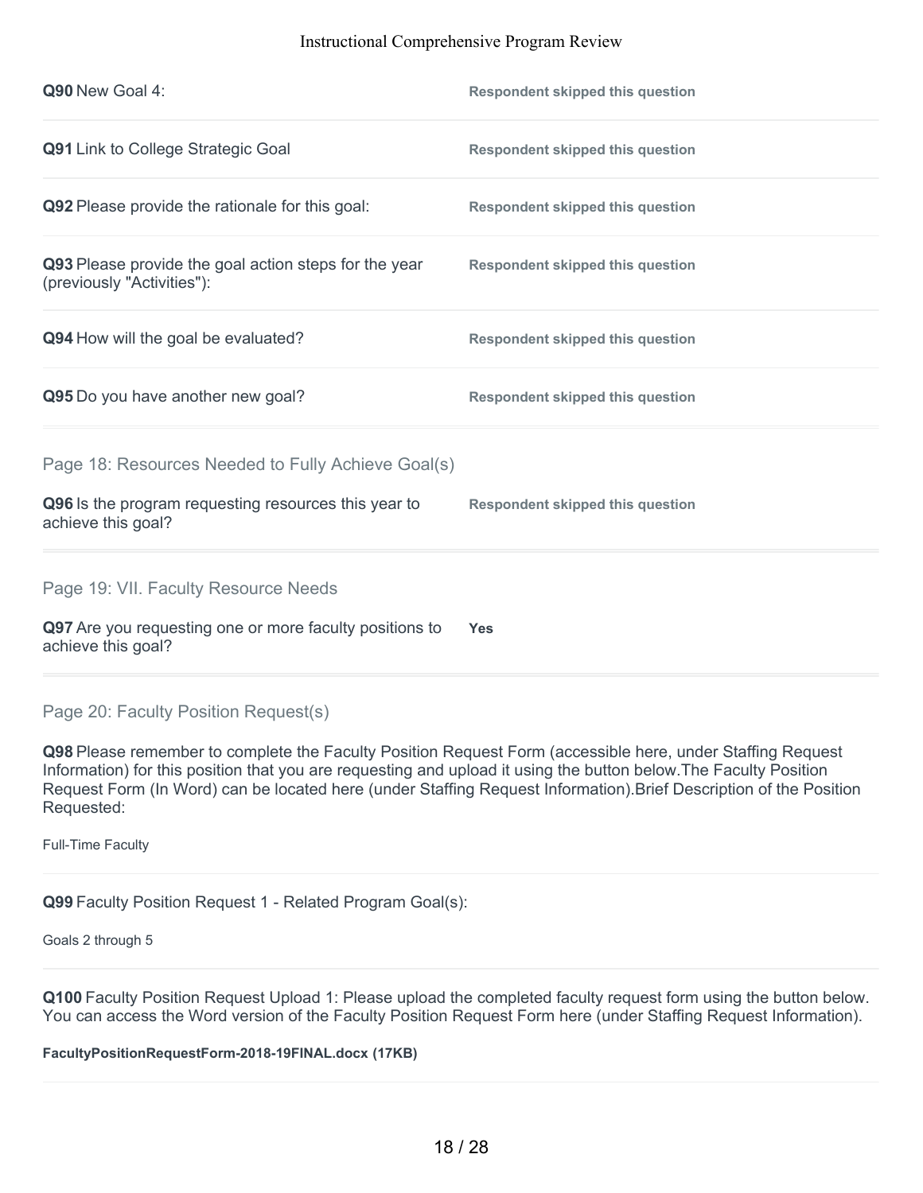**Q90** New Goal 4: **Respondent skipped this question**

**Q91** Link to College Strategic Goal **Respondent skipped this question**

**Q92** Please provide the rationale for this goal: **Respondent skipped this question**

**Q93** Please provide the goal action steps for the year (previously "Activities"): **Respondent skipped this question**

**Q94** How will the goal be evaluated? **Respondent skipped this question**

**Q95** Do you have another new goal? **Respondent skipped this question**

## Page 18: Resources Needed to Fully Achieve Goal(s)

**Q96** Is the program requesting resources this year to achieve this goal? **Respondent skipped this question**

## Page 19: VII. Faculty Resource Needs

**Q97** Are you requesting one or more faculty positions to achieve this goal? **Yes**

## Page 20: Faculty Position Request(s)

**Q98** Please remember to complete the Faculty Position Request Form (accessible here, under Staffing Request Information) for this position that you are requesting and upload it using the button below.The Faculty Position Request Form (In Word) can be located here (under Staffing Request Information).Brief Description of the Position Requested:

Full-Time Faculty

**Q99** Faculty Position Request 1 - Related Program Goal(s):

Goals 2 through 5

**Q100** Faculty Position Request Upload 1: Please upload the completed faculty request form using the button below. You can access the Word version of the Faculty Position Request Form here (under Staffing Request Information).

**FacultyPositionRequestForm-2018-19FINAL.docx (17KB)**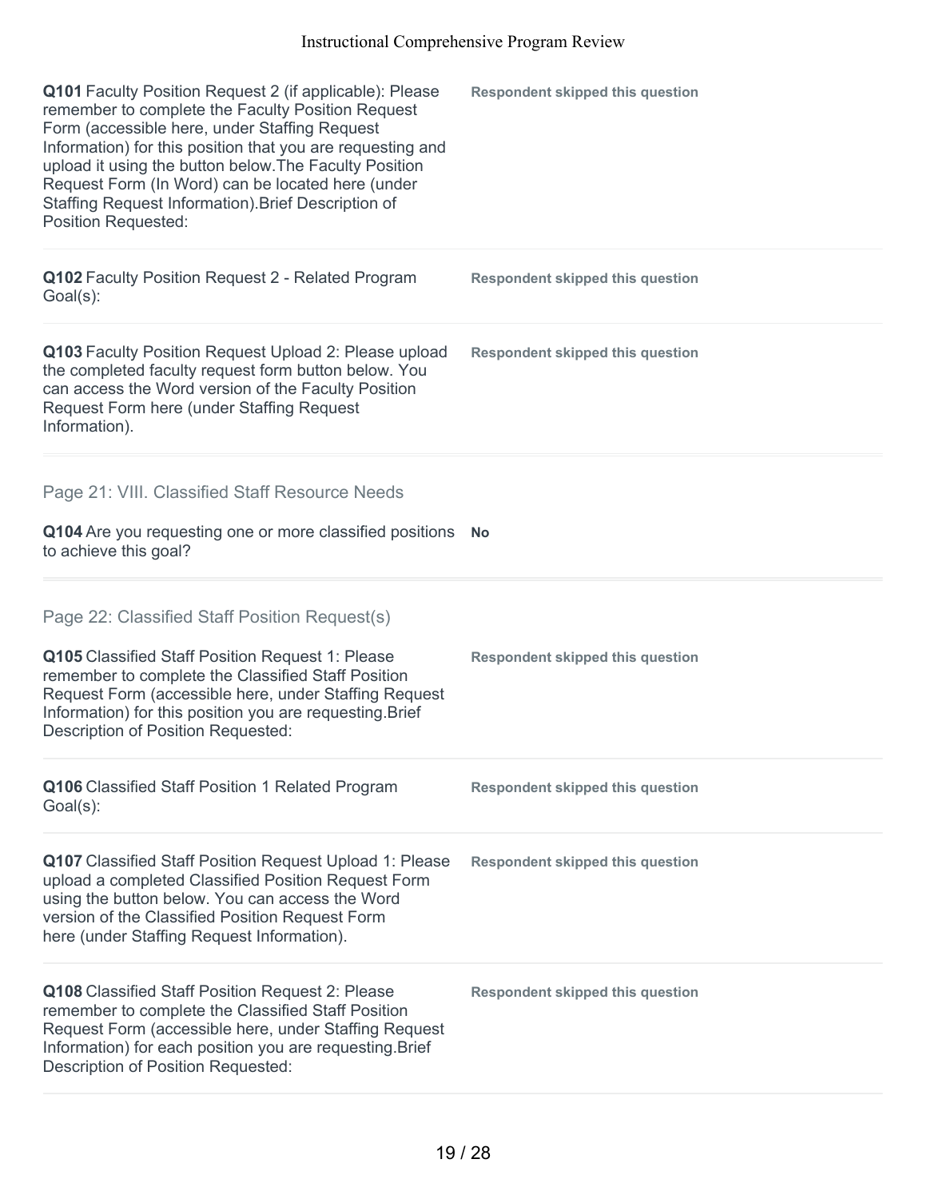**Q101** Faculty Position Request 2 (if applicable): Please remember to complete the Faculty Position Request Form (accessible here, under Staffing Request Information) for this position that you are requesting and upload it using the button below.The Faculty Position Request Form (In Word) can be located here (under Staffing Request Information).Brief Description of Position Requested:

**Respondent skipped this question**

**Q102** Faculty Position Request 2 - Related Program Goal(s):

**Respondent skipped this question**

**Q103** Faculty Position Request Upload 2: Please upload the completed faculty request form button below. You can access the Word version of the Faculty Position Request Form here (under Staffing Request Information).

**Respondent skipped this question**

## Page 21: VIII. Classified Staff Resource Needs

**Q104** Are you requesting one or more classified positions to achieve this goal?

**No**

## Page 22: Classified Staff Position Request(s)

**Q105** Classified Staff Position Request 1: Please remember to complete the Classified Staff Position Request Form (accessible here, under Staffing Request Information) for this position you are requesting.Brief Description of Position Requested:

**Respondent skipped this question**

**Q106** Classified Staff Position 1 Related Program Goal(s):

**Respondent skipped this question**

**Q107** Classified Staff Position Request Upload 1: Please upload a completed Classified Position Request Form using the button below. You can access the Word version of the Classified Position Request Form here (under Staffing Request Information).

**Respondent skipped this question**

**Q108** Classified Staff Position Request 2: Please remember to complete the Classified Staff Position Request Form (accessible here, under Staffing Request Information) for each position you are requesting.Brief Description of Position Requested:

**Respondent skipped this question**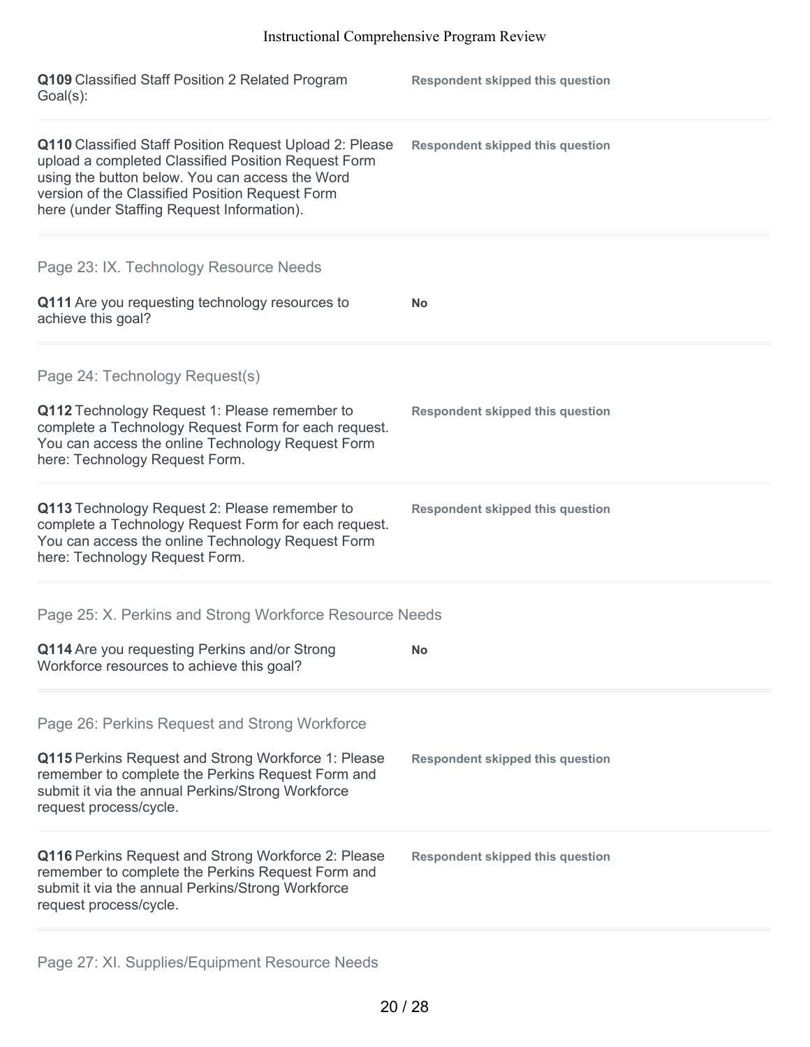**Q109** Classified Staff Position 2 Related Program Goal(s):

**Respondent skipped this question**

**Q110** Classified Staff Position Request Upload 2: Please upload a completed Classified Position Request Form using the button below. You can access the Word version of the Classified Position Request Form here (under Staffing Request Information).

**Respondent skipped this question**

## Page 23: IX. Technology Resource Needs

**Q111** Are you requesting technology resources to achieve this goal?

**No**

## Page 24: Technology Request(s)

**Q112** Technology Request 1: Please remember to complete a Technology Request Form for each request. You can access the online Technology Request Form here: Technology Request Form.

**Respondent skipped this question**

**Q113** Technology Request 2: Please remember to complete a Technology Request Form for each request. You can access the online Technology Request Form here: Technology Request Form.

**Respondent skipped this question**

## Page 25: X. Perkins and Strong Workforce Resource Needs

**Q114** Are you requesting Perkins and/or Strong Workforce resources to achieve this goal?

**No**

## Page 26: Perkins Request and Strong Workforce

**Q115** Perkins Request and Strong Workforce 1: Please remember to complete the Perkins Request Form and submit it via the annual Perkins/Strong Workforce request process/cycle.

**Respondent skipped this question**

**Q116** Perkins Request and Strong Workforce 2: Please remember to complete the Perkins Request Form and submit it via the annual Perkins/Strong Workforce request process/cycle.

**Respondent skipped this question**

## Page 27: XI. Supplies/Equipment Resource Needs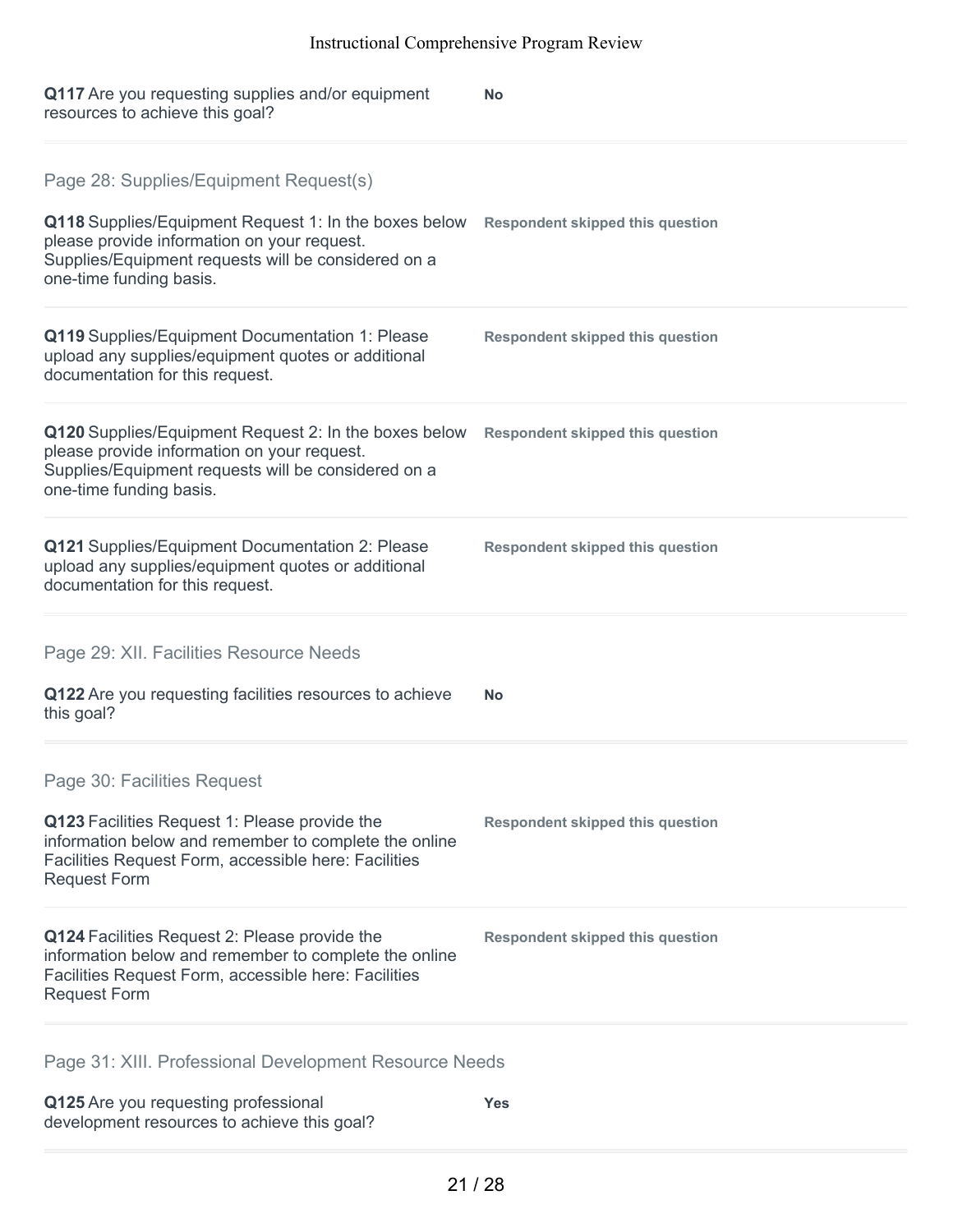**Q117** Are you requesting supplies and/or equipment resources to achieve this goal?

**No**

## Page 28: Supplies/Equipment Request(s)

**Q118** Supplies/Equipment Request 1: In the boxes below please provide information on your request. Supplies/Equipment requests will be considered on a one-time funding basis.

**Respondent skipped this question**

**Q119** Supplies/Equipment Documentation 1: Please upload any supplies/equipment quotes or additional documentation for this request.

**Respondent skipped this question**

**Q120** Supplies/Equipment Request 2: In the boxes below please provide information on your request. Supplies/Equipment requests will be considered on a one-time funding basis.

**Respondent skipped this question**

**Q121** Supplies/Equipment Documentation 2: Please upload any supplies/equipment quotes or additional documentation for this request.

**Respondent skipped this question**

## Page 29: XII. Facilities Resource Needs

**Q122** Are you requesting facilities resources to achieve this goal?

**No**

## Page 30: Facilities Request

**Q123** Facilities Request 1: Please provide the information below and remember to complete the online Facilities Request Form, accessible here: Facilities Request Form

**Respondent skipped this question**

**Q124** Facilities Request 2: Please provide the information below and remember to complete the online Facilities Request Form, accessible here: Facilities Request Form

**Respondent skipped this question**

## Page 31: XIII. Professional Development Resource Needs

**Q125** Are you requesting professional development resources to achieve this goal?

**Yes**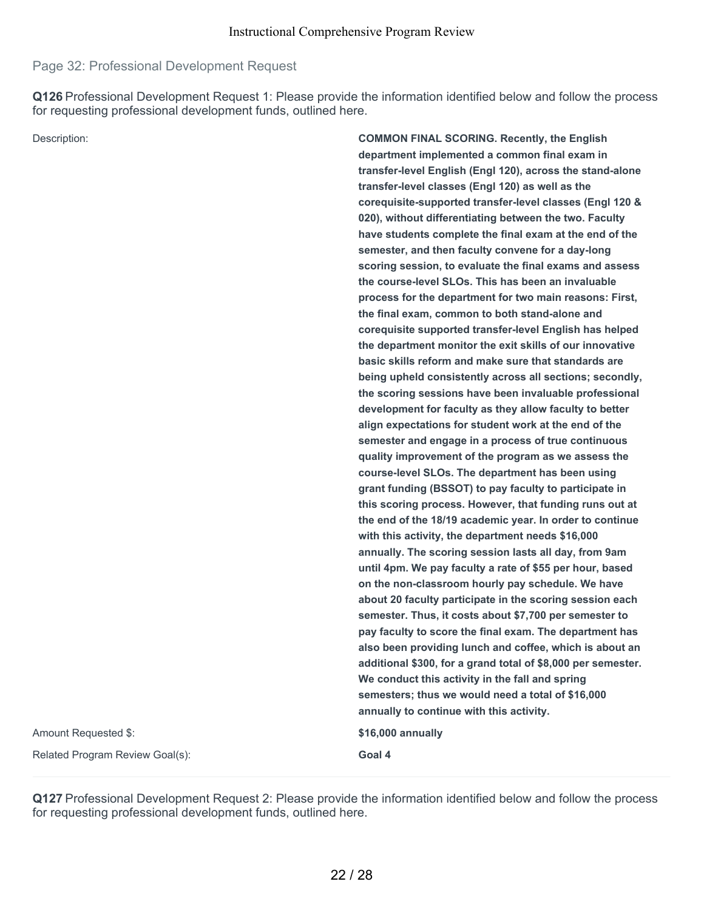## Page 32: Professional Development Request

**Q126** Professional Development Request 1: Please provide the information identified below and follow the process for requesting professional development funds, outlined here.

Description:

**COMMON FINAL SCORING. Recently, the English department implemented a common final exam in transfer-level English (Engl 120), across the stand-alone transfer-level classes (Engl 120) as well as the corequisite-supported transfer-level classes (Engl 120 & 020), without differentiating between the two. Faculty have students complete the final exam at the end of the semester, and then faculty convene for a day-long scoring session, to evaluate the final exams and assess the course-level SLOs. This has been an invaluable process for the department for two main reasons: First, the final exam, common to both stand-alone and corequisite supported transfer-level English has helped the department monitor the exit skills of our innovative basic skills reform and make sure that standards are being upheld consistently across all sections; secondly, the scoring sessions have been invaluable professional development for faculty as they allow faculty to better align expectations for student work at the end of the semester and engage in a process of true continuous quality improvement of the program as we assess the course-level SLOs. The department has been using grant funding (BSSOT) to pay faculty to participate in this scoring process. However, that funding runs out at the end of the 18/19 academic year. In order to continue with this activity, the department needs $16,000 annually. The scoring session lasts all day, from 9am until 4pm. We pay faculty a rate of $55 per hour, based on the non-classroom hourly pay schedule. We have about 20 faculty participate in the scoring session each semester. Thus, it costs about $7,700 per semester to pay faculty to score the final exam. The department has also been providing lunch and coffee, which is about an additional $300, for a grand total of $8,000 per semester. We conduct this activity in the fall and spring semesters; thus we would need a total of $16,000 annually to continue with this activity.**

Amount Requested $: **$16,000 annually**

Related Program Review Goal(s): **Goal 4**

---

**Q127** Professional Development Request 2: Please provide the information identified below and follow the process for requesting professional development funds, outlined here.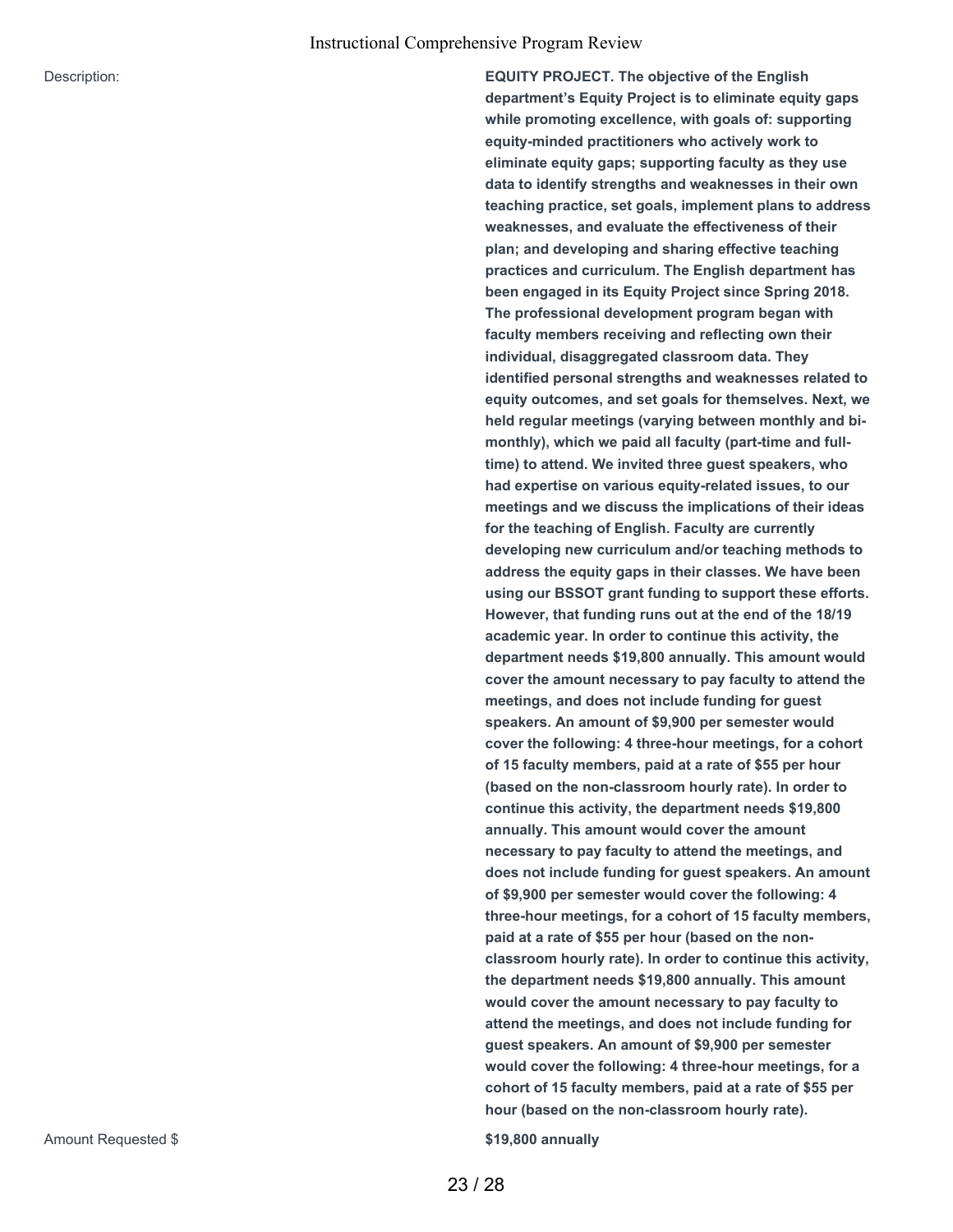Description:

**EQUITY PROJECT. The objective of the English department's Equity Project is to eliminate equity gaps while promoting excellence, with goals of: supporting equity-minded practitioners who actively work to eliminate equity gaps; supporting faculty as they use data to identify strengths and weaknesses in their own teaching practice, set goals, implement plans to address weaknesses, and evaluate the effectiveness of their plan; and developing and sharing effective teaching practices and curriculum. The English department has been engaged in its Equity Project since Spring 2018. The professional development program began with faculty members receiving and reflecting own their individual, disaggregated classroom data. They identified personal strengths and weaknesses related to equity outcomes, and set goals for themselves. Next, we held regular meetings (varying between monthly and bi-monthly), which we paid all faculty (part-time and full-time) to attend. We invited three guest speakers, who had expertise on various equity-related issues, to our meetings and we discuss the implications of their ideas for the teaching of English. Faculty are currently developing new curriculum and/or teaching methods to address the equity gaps in their classes. We have been using our BSSOT grant funding to support these efforts. However, that funding runs out at the end of the 18/19 academic year. In order to continue this activity, the department needs $19,800 annually. This amount would cover the amount necessary to pay faculty to attend the meetings, and does not include funding for guest speakers. An amount of $9,900 per semester would cover the following: 4 three-hour meetings, for a cohort of 15 faculty members, paid at a rate of $55 per hour (based on the non-classroom hourly rate). In order to continue this activity, the department needs $19,800 annually. This amount would cover the amount necessary to pay faculty to attend the meetings, and does not include funding for guest speakers. An amount of $9,900 per semester would cover the following: 4 three-hour meetings, for a cohort of 15 faculty members, paid at a rate of $55 per hour (based on the non-classroom hourly rate). In order to continue this activity, the department needs $19,800 annually. This amount would cover the amount necessary to pay faculty to attend the meetings, and does not include funding for guest speakers. An amount of $9,900 per semester would cover the following: 4 three-hour meetings, for a cohort of 15 faculty members, paid at a rate of $55 per hour (based on the non-classroom hourly rate).**

Amount Requested $

**$19,800 annually**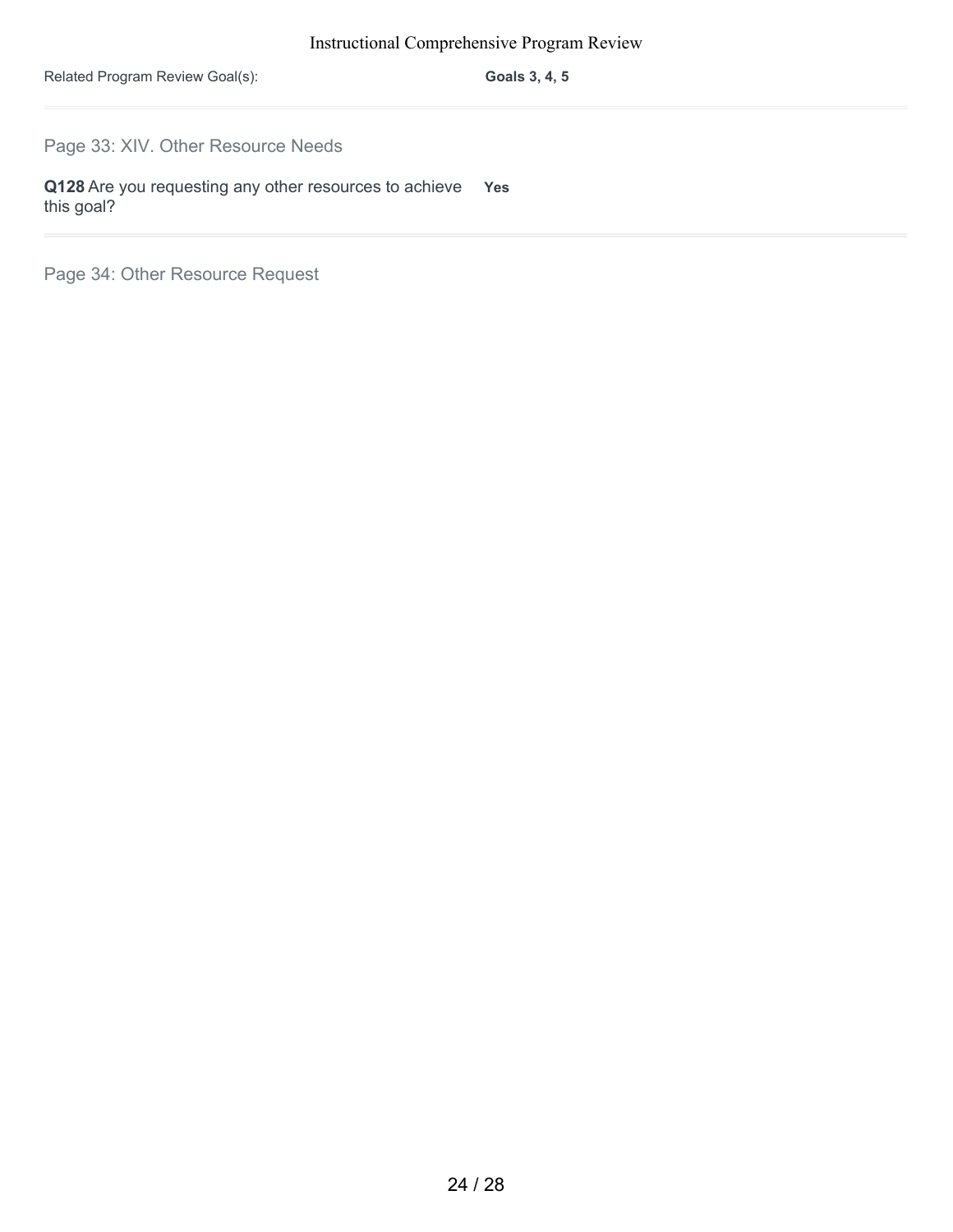| Related Program Review Goal(s): | **Goals 3, 4, 5** |
| --- | --- |

## Page 33: XIV. Other Resource Needs

| **Q128** Are you requesting any other resources to achieve this goal? | **Yes** |
| --- | --- |

## Page 34: Other Resource Request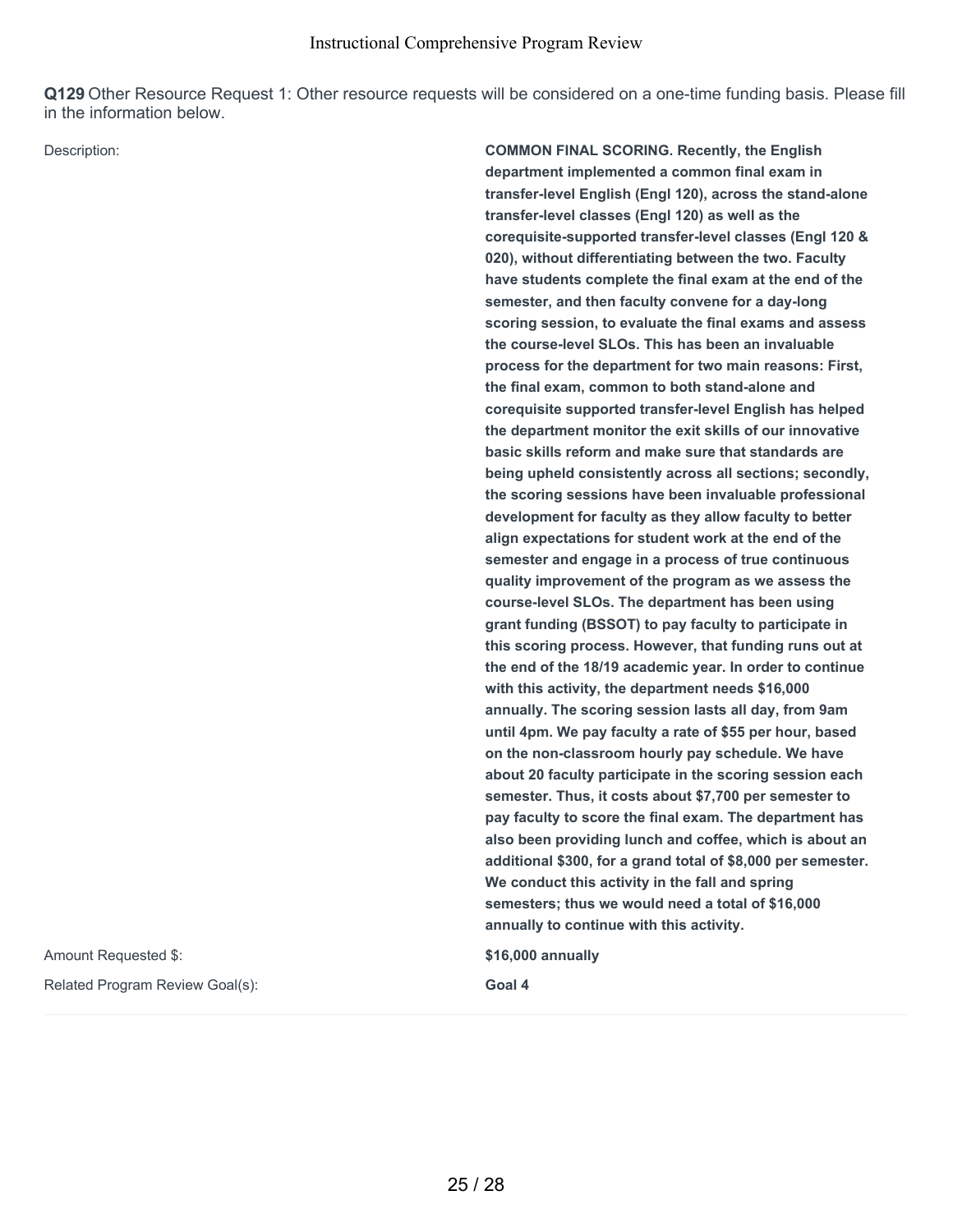**Q129** Other Resource Request 1: Other resource requests will be considered on a one-time funding basis. Please fill in the information below.

Description:

**COMMON FINAL SCORING. Recently, the English department implemented a common final exam in transfer-level English (Engl 120), across the stand-alone transfer-level classes (Engl 120) as well as the corequisite-supported transfer-level classes (Engl 120 & 020), without differentiating between the two. Faculty have students complete the final exam at the end of the semester, and then faculty convene for a day-long scoring session, to evaluate the final exams and assess the course-level SLOs. This has been an invaluable process for the department for two main reasons: First, the final exam, common to both stand-alone and corequisite supported transfer-level English has helped the department monitor the exit skills of our innovative basic skills reform and make sure that standards are being upheld consistently across all sections; secondly, the scoring sessions have been invaluable professional development for faculty as they allow faculty to better align expectations for student work at the end of the semester and engage in a process of true continuous quality improvement of the program as we assess the course-level SLOs. The department has been using grant funding (BSSOT) to pay faculty to participate in this scoring process. However, that funding runs out at the end of the 18/19 academic year. In order to continue with this activity, the department needs $16,000 annually. The scoring session lasts all day, from 9am until 4pm. We pay faculty a rate of $55 per hour, based on the non-classroom hourly pay schedule. We have about 20 faculty participate in the scoring session each semester. Thus, it costs about $7,700 per semester to pay faculty to score the final exam. The department has also been providing lunch and coffee, which is about an additional $300, for a grand total of $8,000 per semester. We conduct this activity in the fall and spring semesters; thus we would need a total of $16,000 annually to continue with this activity.**

Amount Requested $: **$16,000 annually**

Related Program Review Goal(s): **Goal 4**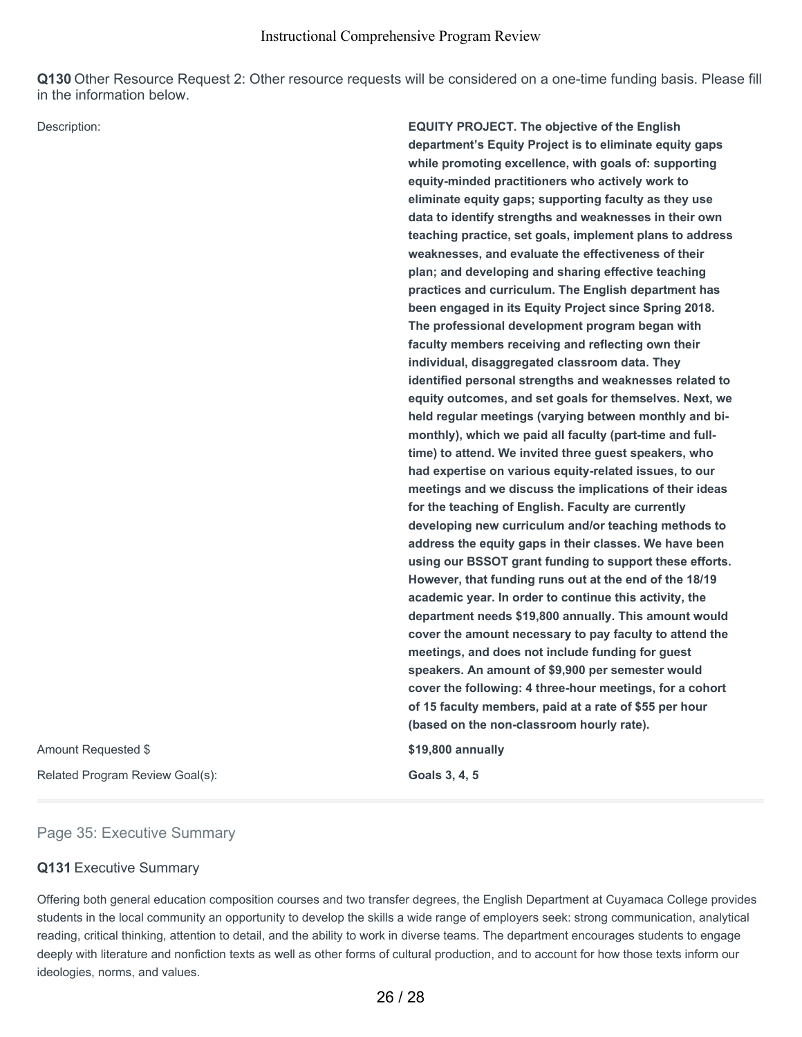**Q130** Other Resource Request 2: Other resource requests will be considered on a one-time funding basis. Please fill in the information below.

Description:

**EQUITY PROJECT. The objective of the English department's Equity Project is to eliminate equity gaps while promoting excellence, with goals of: supporting equity-minded practitioners who actively work to eliminate equity gaps; supporting faculty as they use data to identify strengths and weaknesses in their own teaching practice, set goals, implement plans to address weaknesses, and evaluate the effectiveness of their plan; and developing and sharing effective teaching practices and curriculum. The English department has been engaged in its Equity Project since Spring 2018. The professional development program began with faculty members receiving and reflecting own their individual, disaggregated classroom data. They identified personal strengths and weaknesses related to equity outcomes, and set goals for themselves. Next, we held regular meetings (varying between monthly and bi-monthly), which we paid all faculty (part-time and full-time) to attend. We invited three guest speakers, who had expertise on various equity-related issues, to our meetings and we discuss the implications of their ideas for the teaching of English. Faculty are currently developing new curriculum and/or teaching methods to address the equity gaps in their classes. We have been using our BSSOT grant funding to support these efforts. However, that funding runs out at the end of the 18/19 academic year. In order to continue this activity, the department needs $19,800 annually. This amount would cover the amount necessary to pay faculty to attend the meetings, and does not include funding for guest speakers. An amount of $9,900 per semester would cover the following: 4 three-hour meetings, for a cohort of 15 faculty members, paid at a rate of $55 per hour (based on the non-classroom hourly rate).**

Amount Requested $

**$19,800 annually**

Related Program Review Goal(s):

**Goals 3, 4, 5**

---

## Page 35: Executive Summary

**Q131** Executive Summary

Offering both general education composition courses and two transfer degrees, the English Department at Cuyamaca College provides students in the local community an opportunity to develop the skills a wide range of employers seek: strong communication, analytical reading, critical thinking, attention to detail, and the ability to work in diverse teams. The department encourages students to engage deeply with literature and nonfiction texts as well as other forms of cultural production, and to account for how those texts inform our ideologies, norms, and values.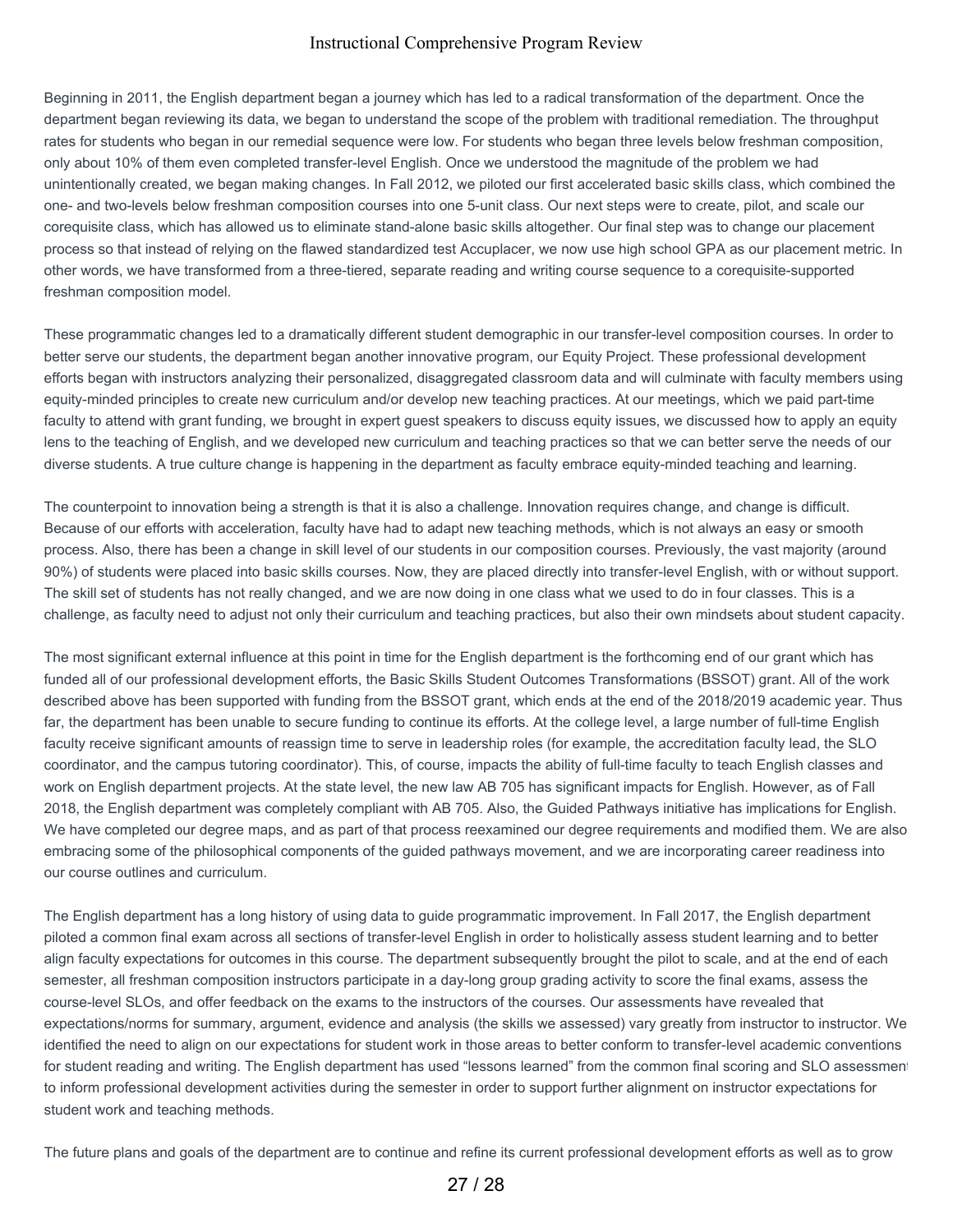Beginning in 2011, the English department began a journey which has led to a radical transformation of the department. Once the department began reviewing its data, we began to understand the scope of the problem with traditional remediation. The throughput rates for students who began in our remedial sequence were low. For students who began three levels below freshman composition, only about 10% of them even completed transfer-level English. Once we understood the magnitude of the problem we had unintentionally created, we began making changes. In Fall 2012, we piloted our first accelerated basic skills class, which combined the one- and two-levels below freshman composition courses into one 5-unit class. Our next steps were to create, pilot, and scale our corequisite class, which has allowed us to eliminate stand-alone basic skills altogether. Our final step was to change our placement process so that instead of relying on the flawed standardized test Accuplacer, we now use high school GPA as our placement metric. In other words, we have transformed from a three-tiered, separate reading and writing course sequence to a corequisite-supported freshman composition model.

These programmatic changes led to a dramatically different student demographic in our transfer-level composition courses. In order to better serve our students, the department began another innovative program, our Equity Project. These professional development efforts began with instructors analyzing their personalized, disaggregated classroom data and will culminate with faculty members using equity-minded principles to create new curriculum and/or develop new teaching practices. At our meetings, which we paid part-time faculty to attend with grant funding, we brought in expert guest speakers to discuss equity issues, we discussed how to apply an equity lens to the teaching of English, and we developed new curriculum and teaching practices so that we can better serve the needs of our diverse students. A true culture change is happening in the department as faculty embrace equity-minded teaching and learning.

The counterpoint to innovation being a strength is that it is also a challenge. Innovation requires change, and change is difficult. Because of our efforts with acceleration, faculty have had to adapt new teaching methods, which is not always an easy or smooth process. Also, there has been a change in skill level of our students in our composition courses. Previously, the vast majority (around 90%) of students were placed into basic skills courses. Now, they are placed directly into transfer-level English, with or without support. The skill set of students has not really changed, and we are now doing in one class what we used to do in four classes. This is a challenge, as faculty need to adjust not only their curriculum and teaching practices, but also their own mindsets about student capacity.

The most significant external influence at this point in time for the English department is the forthcoming end of our grant which has funded all of our professional development efforts, the Basic Skills Student Outcomes Transformations (BSSOT) grant. All of the work described above has been supported with funding from the BSSOT grant, which ends at the end of the 2018/2019 academic year. Thus far, the department has been unable to secure funding to continue its efforts. At the college level, a large number of full-time English faculty receive significant amounts of reassign time to serve in leadership roles (for example, the accreditation faculty lead, the SLO coordinator, and the campus tutoring coordinator). This, of course, impacts the ability of full-time faculty to teach English classes and work on English department projects. At the state level, the new law AB 705 has significant impacts for English. However, as of Fall 2018, the English department was completely compliant with AB 705. Also, the Guided Pathways initiative has implications for English. We have completed our degree maps, and as part of that process reexamined our degree requirements and modified them. We are also embracing some of the philosophical components of the guided pathways movement, and we are incorporating career readiness into our course outlines and curriculum.

The English department has a long history of using data to guide programmatic improvement. In Fall 2017, the English department piloted a common final exam across all sections of transfer-level English in order to holistically assess student learning and to better align faculty expectations for outcomes in this course. The department subsequently brought the pilot to scale, and at the end of each semester, all freshman composition instructors participate in a day-long group grading activity to score the final exams, assess the course-level SLOs, and offer feedback on the exams to the instructors of the courses. Our assessments have revealed that expectations/norms for summary, argument, evidence and analysis (the skills we assessed) vary greatly from instructor to instructor. We identified the need to align on our expectations for student work in those areas to better conform to transfer-level academic conventions for student reading and writing. The English department has used "lessons learned" from the common final scoring and SLO assessment to inform professional development activities during the semester in order to support further alignment on instructor expectations for student work and teaching methods.

The future plans and goals of the department are to continue and refine its current professional development efforts as well as to grow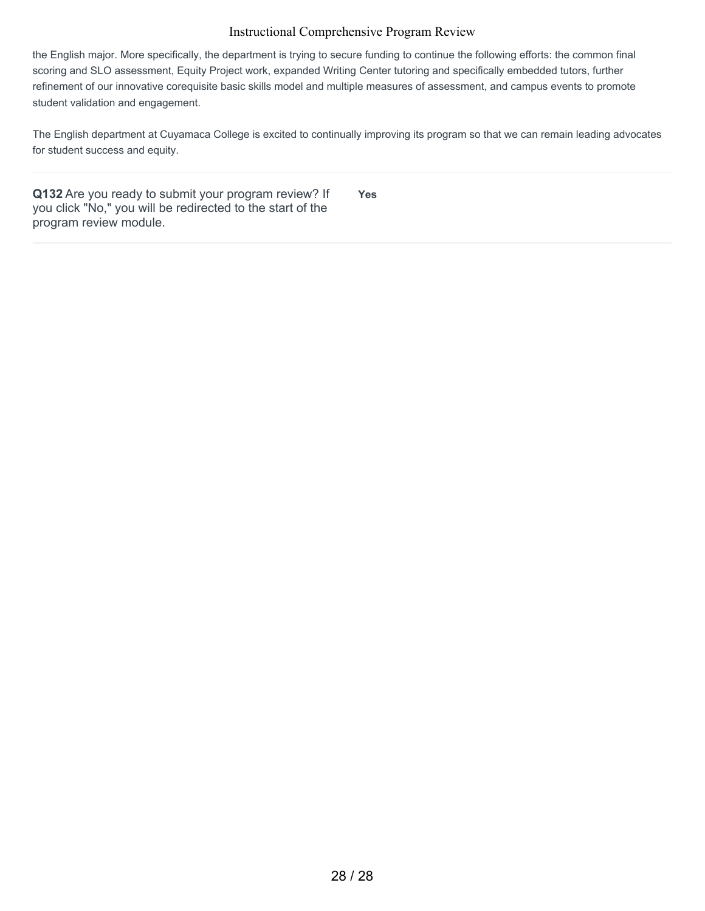the English major. More specifically, the department is trying to secure funding to continue the following efforts: the common final scoring and SLO assessment, Equity Project work, expanded Writing Center tutoring and specifically embedded tutors, further refinement of our innovative corequisite basic skills model and multiple measures of assessment, and campus events to promote student validation and engagement.

The English department at Cuyamaca College is excited to continually improving its program so that we can remain leading advocates for student success and equity.

| | |
|---|---|
| **Q132** Are you ready to submit your program review? If you click "No," you will be redirected to the start of the program review module. | **Yes** |